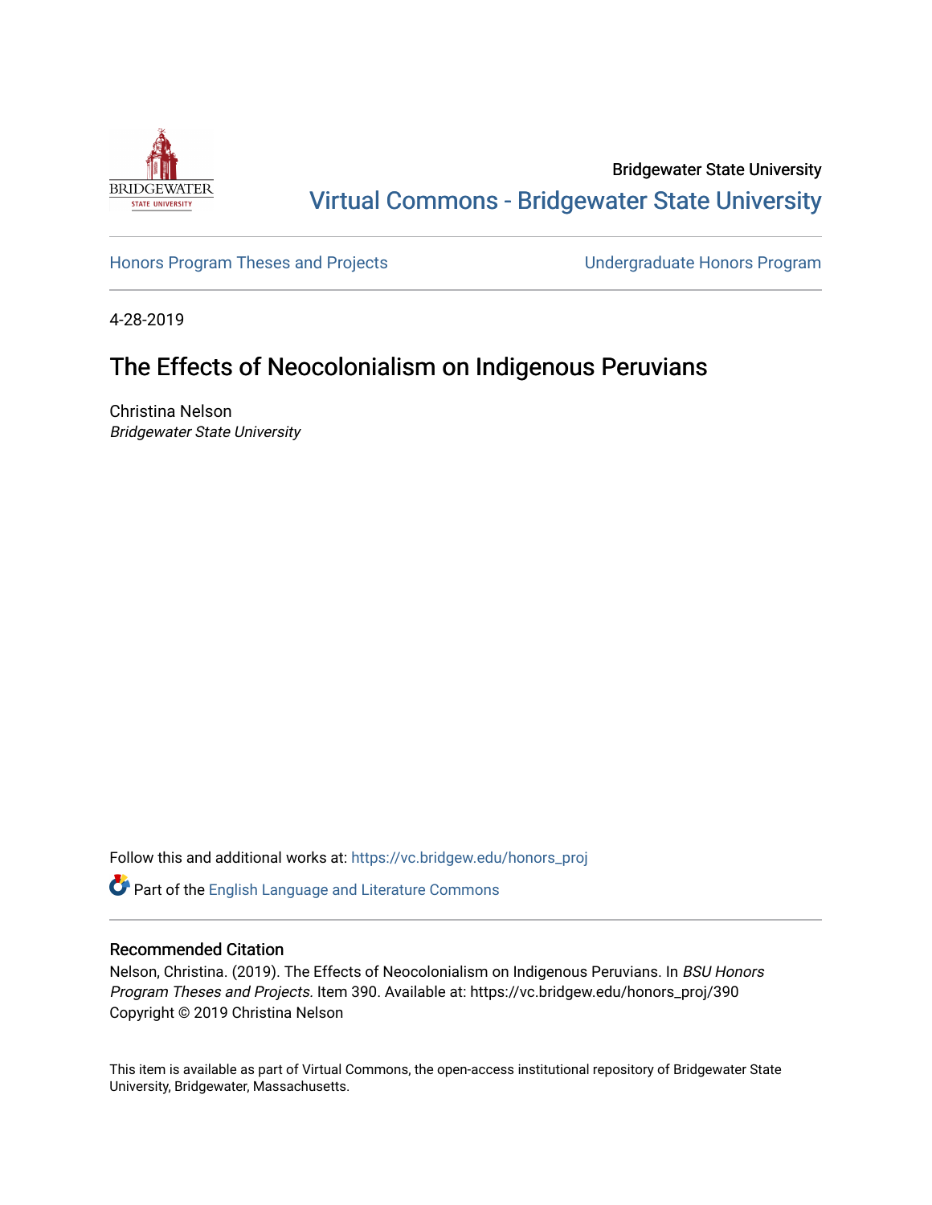Bridgewater State University

Virtual Commons - Bridgewater State University

Honors Program Theses and Projects

Undergraduate Honors Program

4-28-2019

# The Effects of Neocolonialism on Indigenous Peruvians

Christina Nelson
*Bridgewater State University*

Follow this and additional works at: https://vc.bridgew.edu/honors_proj

Part of the English Language and Literature Commons

## Recommended Citation

Nelson, Christina. (2019). The Effects of Neocolonialism on Indigenous Peruvians. In *BSU Honors Program Theses and Projects.* Item 390. Available at: https://vc.bridgew.edu/honors_proj/390
Copyright © 2019 Christina Nelson

This item is available as part of Virtual Commons, the open-access institutional repository of Bridgewater State University, Bridgewater, Massachusetts.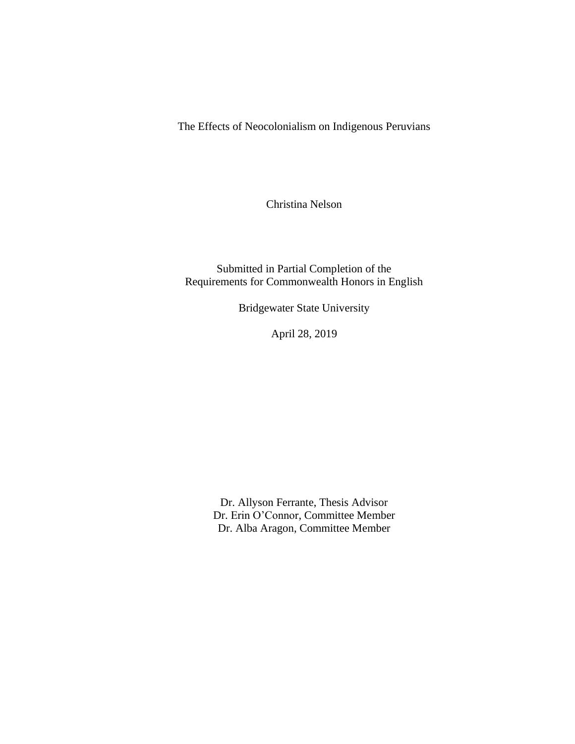# The Effects of Neocolonialism on Indigenous Peruvians

Christina Nelson

Submitted in Partial Completion of the
Requirements for Commonwealth Honors in English

Bridgewater State University

April 28, 2019

Dr. Allyson Ferrante, Thesis Advisor
Dr. Erin O'Connor, Committee Member
Dr. Alba Aragon, Committee Member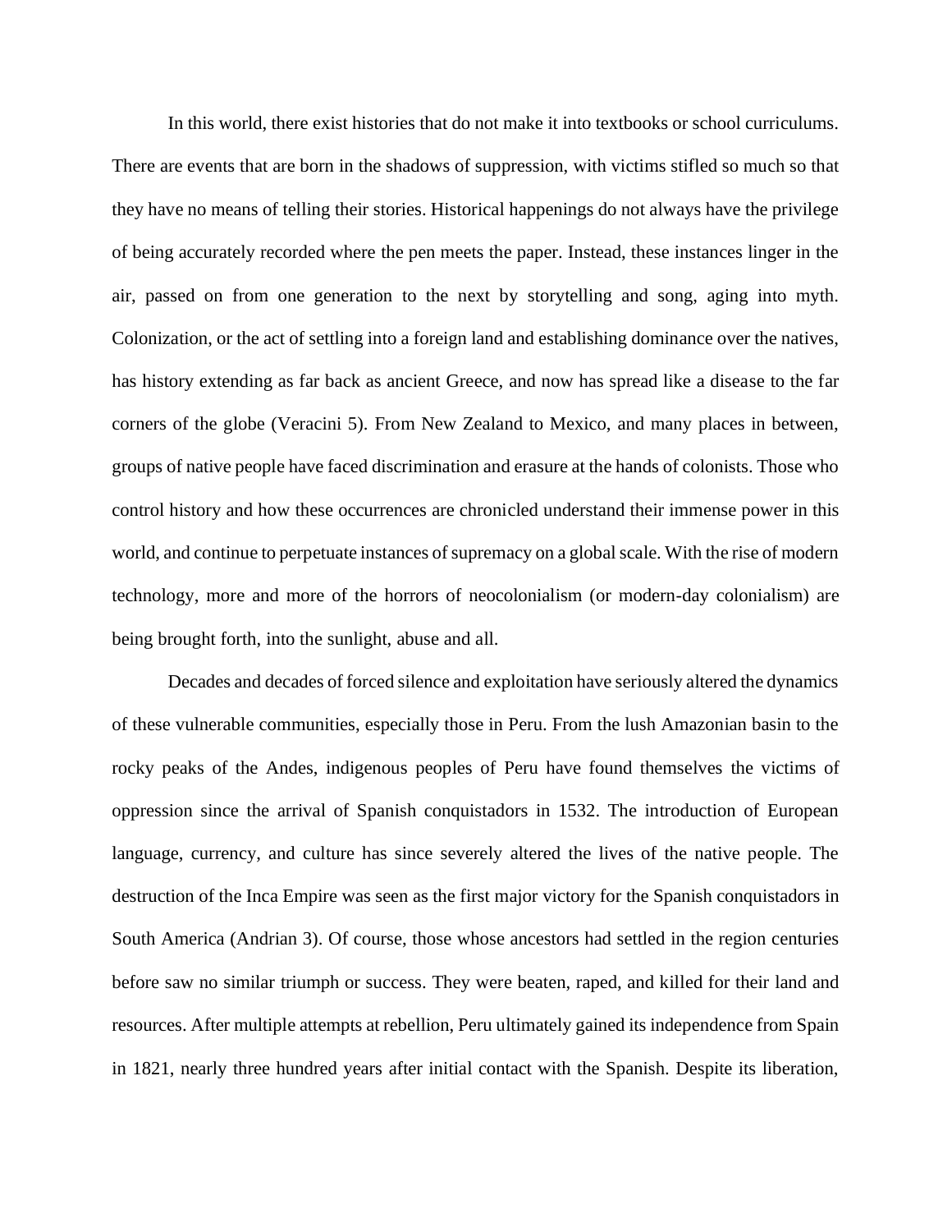In this world, there exist histories that do not make it into textbooks or school curriculums. There are events that are born in the shadows of suppression, with victims stifled so much so that they have no means of telling their stories. Historical happenings do not always have the privilege of being accurately recorded where the pen meets the paper. Instead, these instances linger in the air, passed on from one generation to the next by storytelling and song, aging into myth. Colonization, or the act of settling into a foreign land and establishing dominance over the natives, has history extending as far back as ancient Greece, and now has spread like a disease to the far corners of the globe (Veracini 5). From New Zealand to Mexico, and many places in between, groups of native people have faced discrimination and erasure at the hands of colonists. Those who control history and how these occurrences are chronicled understand their immense power in this world, and continue to perpetuate instances of supremacy on a global scale. With the rise of modern technology, more and more of the horrors of neocolonialism (or modern-day colonialism) are being brought forth, into the sunlight, abuse and all.

Decades and decades of forced silence and exploitation have seriously altered the dynamics of these vulnerable communities, especially those in Peru. From the lush Amazonian basin to the rocky peaks of the Andes, indigenous peoples of Peru have found themselves the victims of oppression since the arrival of Spanish conquistadors in 1532. The introduction of European language, currency, and culture has since severely altered the lives of the native people. The destruction of the Inca Empire was seen as the first major victory for the Spanish conquistadors in South America (Andrian 3). Of course, those whose ancestors had settled in the region centuries before saw no similar triumph or success. They were beaten, raped, and killed for their land and resources. After multiple attempts at rebellion, Peru ultimately gained its independence from Spain in 1821, nearly three hundred years after initial contact with the Spanish. Despite its liberation,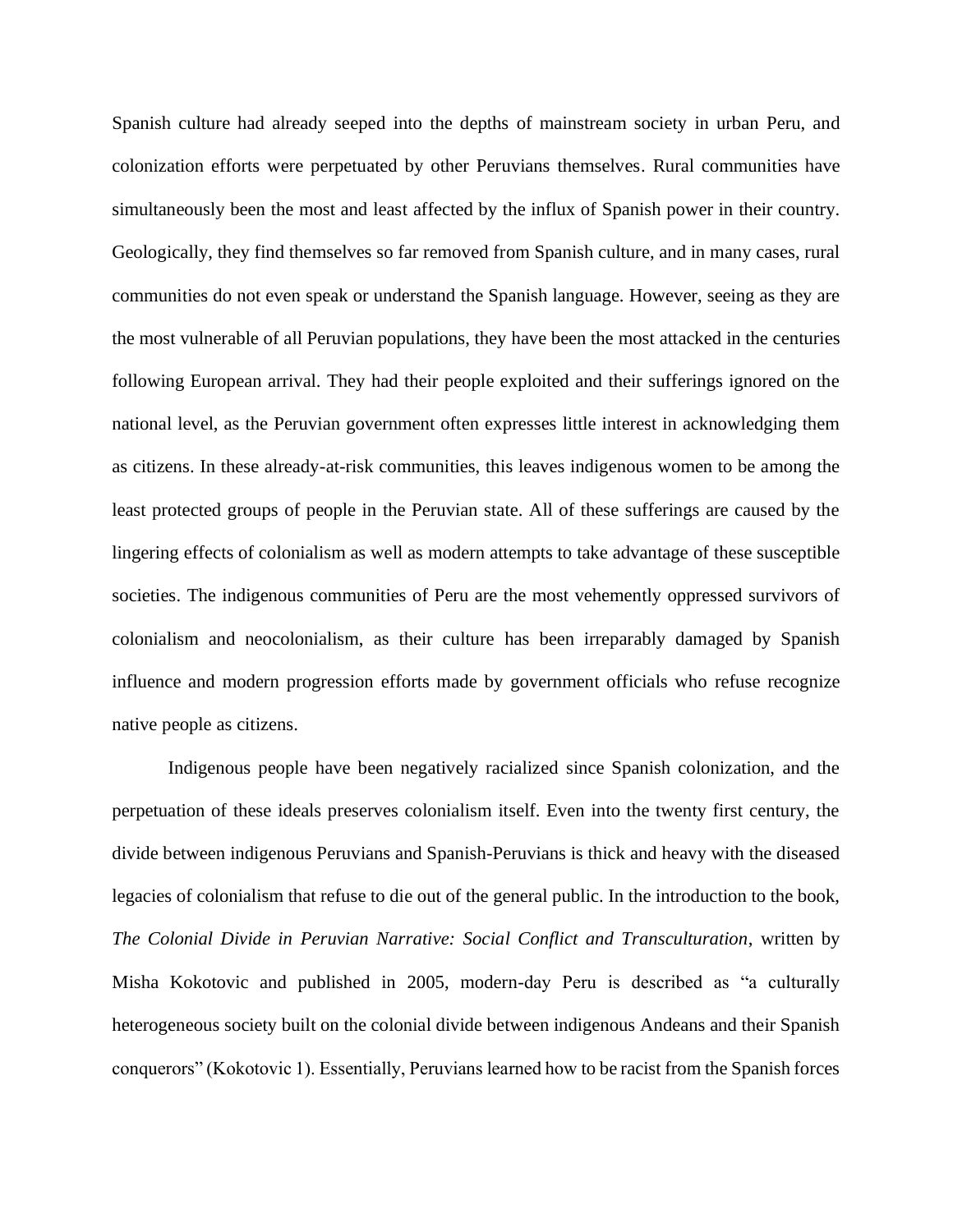Spanish culture had already seeped into the depths of mainstream society in urban Peru, and colonization efforts were perpetuated by other Peruvians themselves. Rural communities have simultaneously been the most and least affected by the influx of Spanish power in their country. Geologically, they find themselves so far removed from Spanish culture, and in many cases, rural communities do not even speak or understand the Spanish language. However, seeing as they are the most vulnerable of all Peruvian populations, they have been the most attacked in the centuries following European arrival. They had their people exploited and their sufferings ignored on the national level, as the Peruvian government often expresses little interest in acknowledging them as citizens. In these already-at-risk communities, this leaves indigenous women to be among the least protected groups of people in the Peruvian state. All of these sufferings are caused by the lingering effects of colonialism as well as modern attempts to take advantage of these susceptible societies. The indigenous communities of Peru are the most vehemently oppressed survivors of colonialism and neocolonialism, as their culture has been irreparably damaged by Spanish influence and modern progression efforts made by government officials who refuse recognize native people as citizens.

Indigenous people have been negatively racialized since Spanish colonization, and the perpetuation of these ideals preserves colonialism itself. Even into the twenty first century, the divide between indigenous Peruvians and Spanish-Peruvians is thick and heavy with the diseased legacies of colonialism that refuse to die out of the general public. In the introduction to the book, *The Colonial Divide in Peruvian Narrative: Social Conflict and Transculturation*, written by Misha Kokotovic and published in 2005, modern-day Peru is described as "a culturally heterogeneous society built on the colonial divide between indigenous Andeans and their Spanish conquerors" (Kokotovic 1). Essentially, Peruvians learned how to be racist from the Spanish forces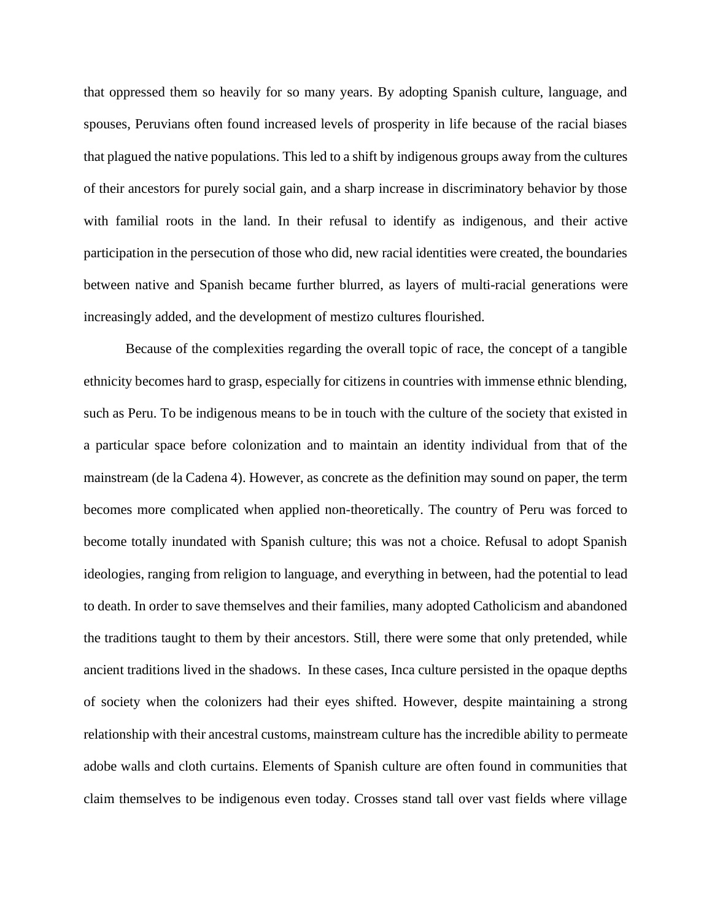that oppressed them so heavily for so many years. By adopting Spanish culture, language, and spouses, Peruvians often found increased levels of prosperity in life because of the racial biases that plagued the native populations. This led to a shift by indigenous groups away from the cultures of their ancestors for purely social gain, and a sharp increase in discriminatory behavior by those with familial roots in the land. In their refusal to identify as indigenous, and their active participation in the persecution of those who did, new racial identities were created, the boundaries between native and Spanish became further blurred, as layers of multi-racial generations were increasingly added, and the development of mestizo cultures flourished.

Because of the complexities regarding the overall topic of race, the concept of a tangible ethnicity becomes hard to grasp, especially for citizens in countries with immense ethnic blending, such as Peru. To be indigenous means to be in touch with the culture of the society that existed in a particular space before colonization and to maintain an identity individual from that of the mainstream (de la Cadena 4). However, as concrete as the definition may sound on paper, the term becomes more complicated when applied non-theoretically. The country of Peru was forced to become totally inundated with Spanish culture; this was not a choice. Refusal to adopt Spanish ideologies, ranging from religion to language, and everything in between, had the potential to lead to death. In order to save themselves and their families, many adopted Catholicism and abandoned the traditions taught to them by their ancestors. Still, there were some that only pretended, while ancient traditions lived in the shadows. In these cases, Inca culture persisted in the opaque depths of society when the colonizers had their eyes shifted. However, despite maintaining a strong relationship with their ancestral customs, mainstream culture has the incredible ability to permeate adobe walls and cloth curtains. Elements of Spanish culture are often found in communities that claim themselves to be indigenous even today. Crosses stand tall over vast fields where village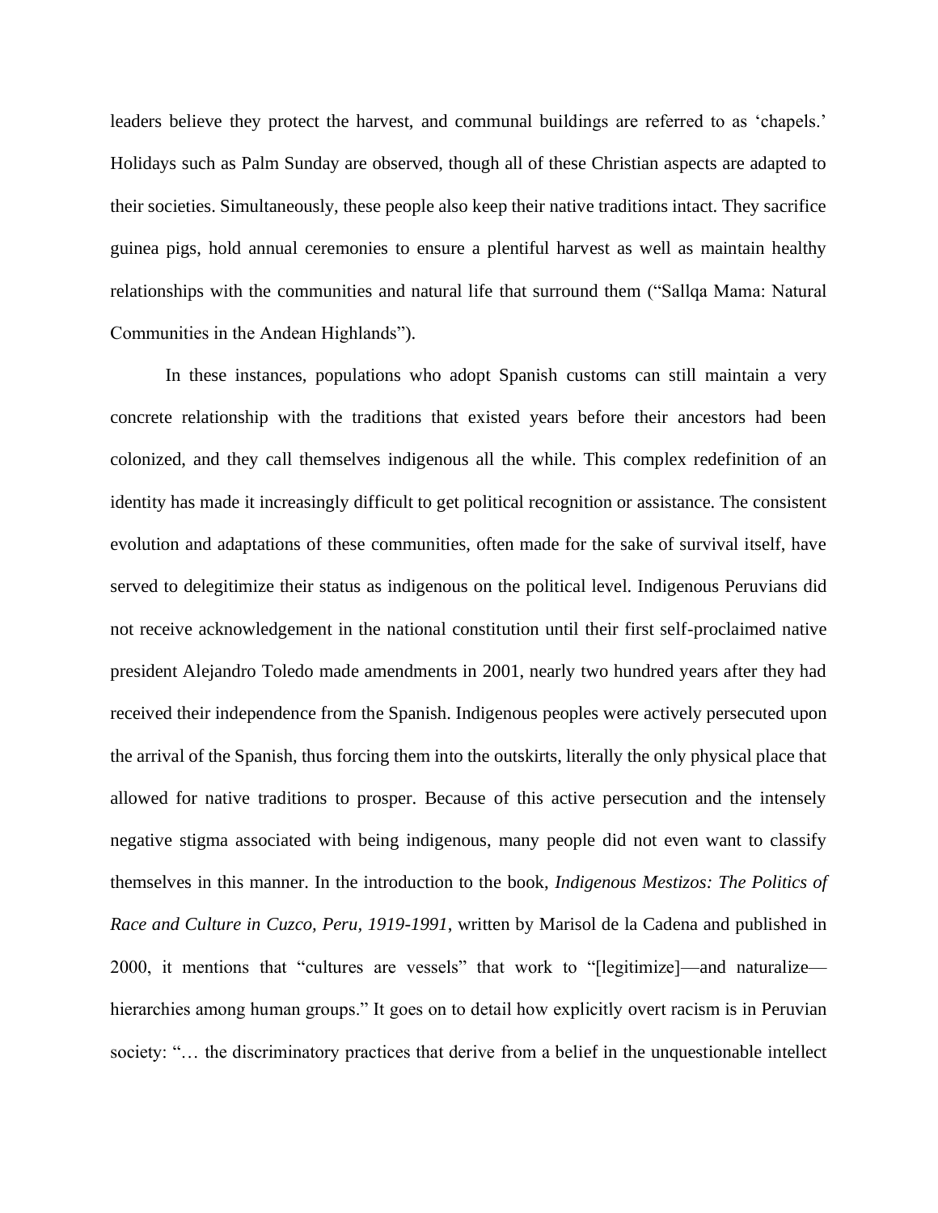leaders believe they protect the harvest, and communal buildings are referred to as 'chapels.' Holidays such as Palm Sunday are observed, though all of these Christian aspects are adapted to their societies. Simultaneously, these people also keep their native traditions intact. They sacrifice guinea pigs, hold annual ceremonies to ensure a plentiful harvest as well as maintain healthy relationships with the communities and natural life that surround them ("Sallqa Mama: Natural Communities in the Andean Highlands").

In these instances, populations who adopt Spanish customs can still maintain a very concrete relationship with the traditions that existed years before their ancestors had been colonized, and they call themselves indigenous all the while. This complex redefinition of an identity has made it increasingly difficult to get political recognition or assistance. The consistent evolution and adaptations of these communities, often made for the sake of survival itself, have served to delegitimize their status as indigenous on the political level. Indigenous Peruvians did not receive acknowledgement in the national constitution until their first self-proclaimed native president Alejandro Toledo made amendments in 2001, nearly two hundred years after they had received their independence from the Spanish. Indigenous peoples were actively persecuted upon the arrival of the Spanish, thus forcing them into the outskirts, literally the only physical place that allowed for native traditions to prosper. Because of this active persecution and the intensely negative stigma associated with being indigenous, many people did not even want to classify themselves in this manner. In the introduction to the book, *Indigenous Mestizos: The Politics of Race and Culture in Cuzco, Peru, 1919-1991*, written by Marisol de la Cadena and published in 2000, it mentions that "cultures are vessels" that work to "[legitimize]—and naturalize—hierarchies among human groups." It goes on to detail how explicitly overt racism is in Peruvian society: "… the discriminatory practices that derive from a belief in the unquestionable intellect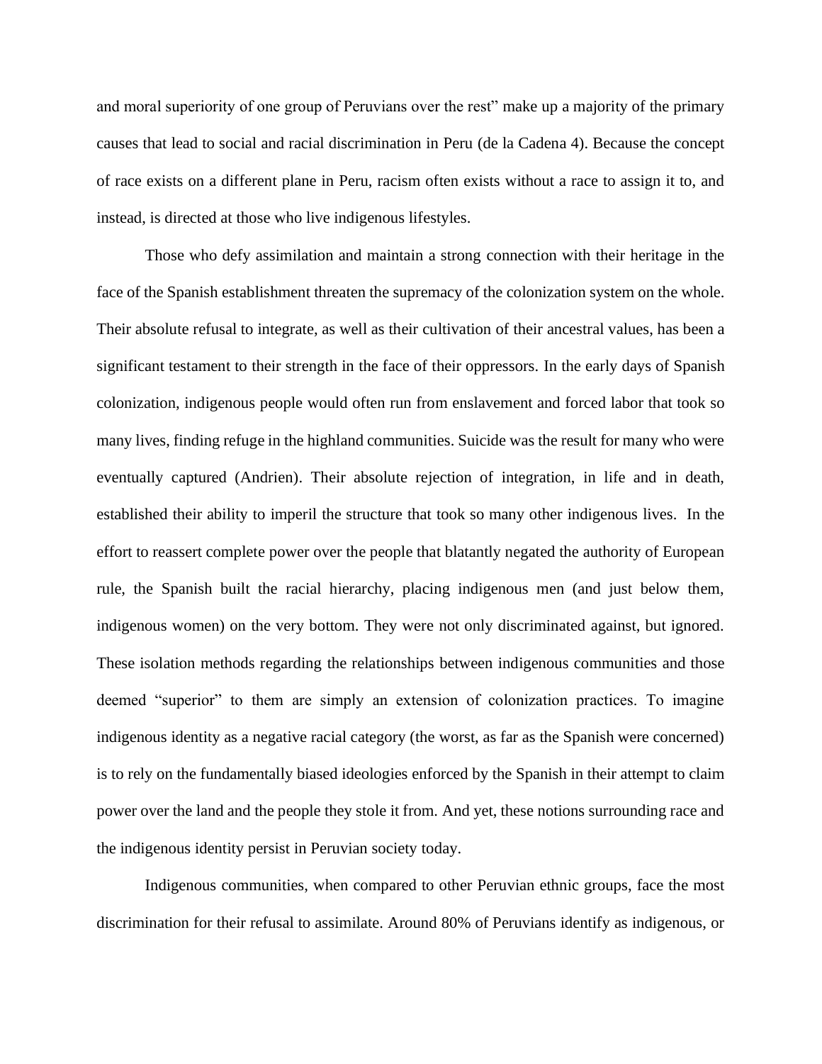and moral superiority of one group of Peruvians over the rest" make up a majority of the primary causes that lead to social and racial discrimination in Peru (de la Cadena 4). Because the concept of race exists on a different plane in Peru, racism often exists without a race to assign it to, and instead, is directed at those who live indigenous lifestyles.

Those who defy assimilation and maintain a strong connection with their heritage in the face of the Spanish establishment threaten the supremacy of the colonization system on the whole. Their absolute refusal to integrate, as well as their cultivation of their ancestral values, has been a significant testament to their strength in the face of their oppressors. In the early days of Spanish colonization, indigenous people would often run from enslavement and forced labor that took so many lives, finding refuge in the highland communities. Suicide was the result for many who were eventually captured (Andrien). Their absolute rejection of integration, in life and in death, established their ability to imperil the structure that took so many other indigenous lives. In the effort to reassert complete power over the people that blatantly negated the authority of European rule, the Spanish built the racial hierarchy, placing indigenous men (and just below them, indigenous women) on the very bottom. They were not only discriminated against, but ignored. These isolation methods regarding the relationships between indigenous communities and those deemed "superior" to them are simply an extension of colonization practices. To imagine indigenous identity as a negative racial category (the worst, as far as the Spanish were concerned) is to rely on the fundamentally biased ideologies enforced by the Spanish in their attempt to claim power over the land and the people they stole it from. And yet, these notions surrounding race and the indigenous identity persist in Peruvian society today.

Indigenous communities, when compared to other Peruvian ethnic groups, face the most discrimination for their refusal to assimilate. Around 80% of Peruvians identify as indigenous, or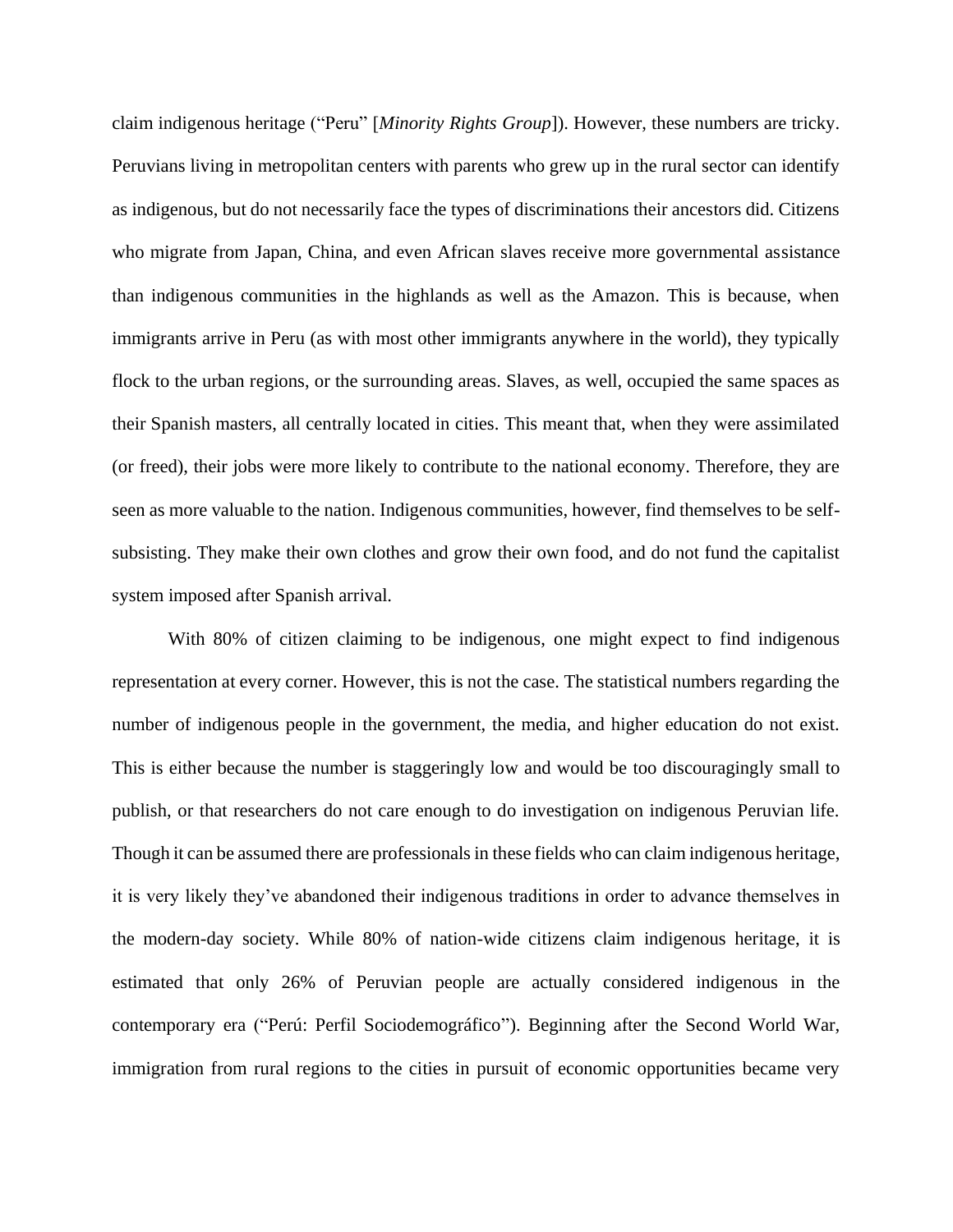claim indigenous heritage ("Peru" [*Minority Rights Group*]). However, these numbers are tricky. Peruvians living in metropolitan centers with parents who grew up in the rural sector can identify as indigenous, but do not necessarily face the types of discriminations their ancestors did. Citizens who migrate from Japan, China, and even African slaves receive more governmental assistance than indigenous communities in the highlands as well as the Amazon. This is because, when immigrants arrive in Peru (as with most other immigrants anywhere in the world), they typically flock to the urban regions, or the surrounding areas. Slaves, as well, occupied the same spaces as their Spanish masters, all centrally located in cities. This meant that, when they were assimilated (or freed), their jobs were more likely to contribute to the national economy. Therefore, they are seen as more valuable to the nation. Indigenous communities, however, find themselves to be self-subsisting. They make their own clothes and grow their own food, and do not fund the capitalist system imposed after Spanish arrival.

With 80% of citizen claiming to be indigenous, one might expect to find indigenous representation at every corner. However, this is not the case. The statistical numbers regarding the number of indigenous people in the government, the media, and higher education do not exist. This is either because the number is staggeringly low and would be too discouragingly small to publish, or that researchers do not care enough to do investigation on indigenous Peruvian life. Though it can be assumed there are professionals in these fields who can claim indigenous heritage, it is very likely they've abandoned their indigenous traditions in order to advance themselves in the modern-day society. While 80% of nation-wide citizens claim indigenous heritage, it is estimated that only 26% of Peruvian people are actually considered indigenous in the contemporary era ("Perú: Perfil Sociodemográfico"). Beginning after the Second World War, immigration from rural regions to the cities in pursuit of economic opportunities became very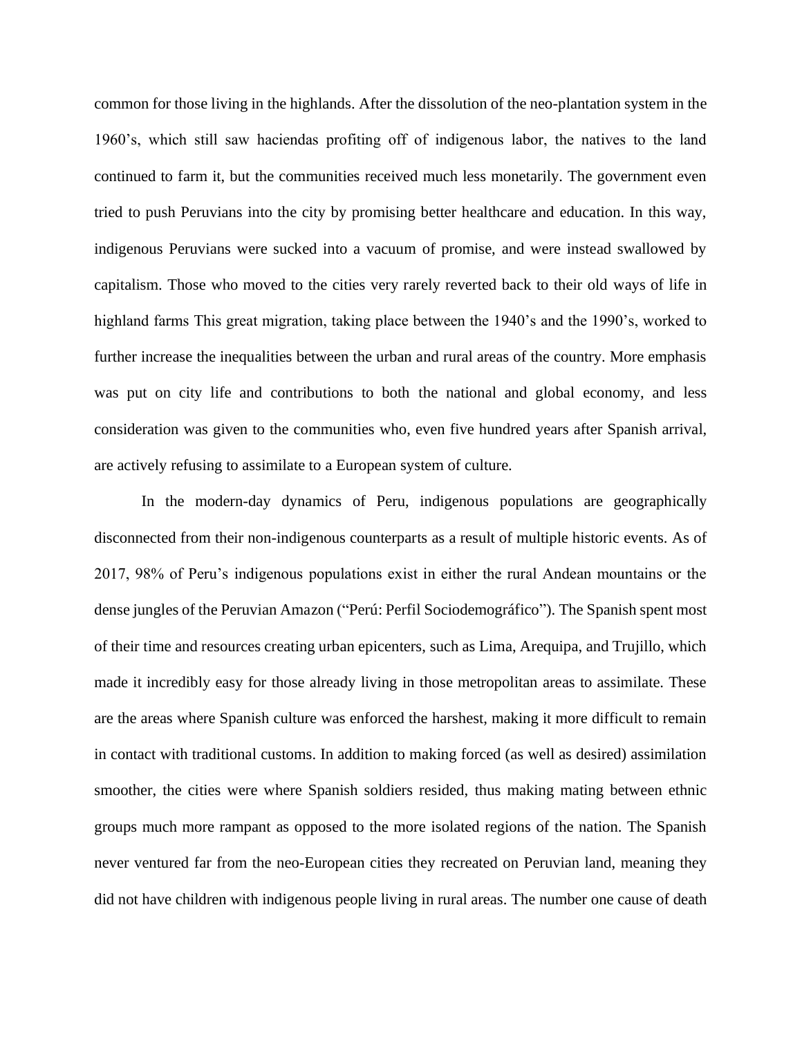common for those living in the highlands. After the dissolution of the neo-plantation system in the 1960's, which still saw haciendas profiting off of indigenous labor, the natives to the land continued to farm it, but the communities received much less monetarily. The government even tried to push Peruvians into the city by promising better healthcare and education. In this way, indigenous Peruvians were sucked into a vacuum of promise, and were instead swallowed by capitalism. Those who moved to the cities very rarely reverted back to their old ways of life in highland farms This great migration, taking place between the 1940's and the 1990's, worked to further increase the inequalities between the urban and rural areas of the country. More emphasis was put on city life and contributions to both the national and global economy, and less consideration was given to the communities who, even five hundred years after Spanish arrival, are actively refusing to assimilate to a European system of culture.

In the modern-day dynamics of Peru, indigenous populations are geographically disconnected from their non-indigenous counterparts as a result of multiple historic events. As of 2017, 98% of Peru's indigenous populations exist in either the rural Andean mountains or the dense jungles of the Peruvian Amazon ("Perú: Perfil Sociodemográfico"). The Spanish spent most of their time and resources creating urban epicenters, such as Lima, Arequipa, and Trujillo, which made it incredibly easy for those already living in those metropolitan areas to assimilate. These are the areas where Spanish culture was enforced the harshest, making it more difficult to remain in contact with traditional customs. In addition to making forced (as well as desired) assimilation smoother, the cities were where Spanish soldiers resided, thus making mating between ethnic groups much more rampant as opposed to the more isolated regions of the nation. The Spanish never ventured far from the neo-European cities they recreated on Peruvian land, meaning they did not have children with indigenous people living in rural areas. The number one cause of death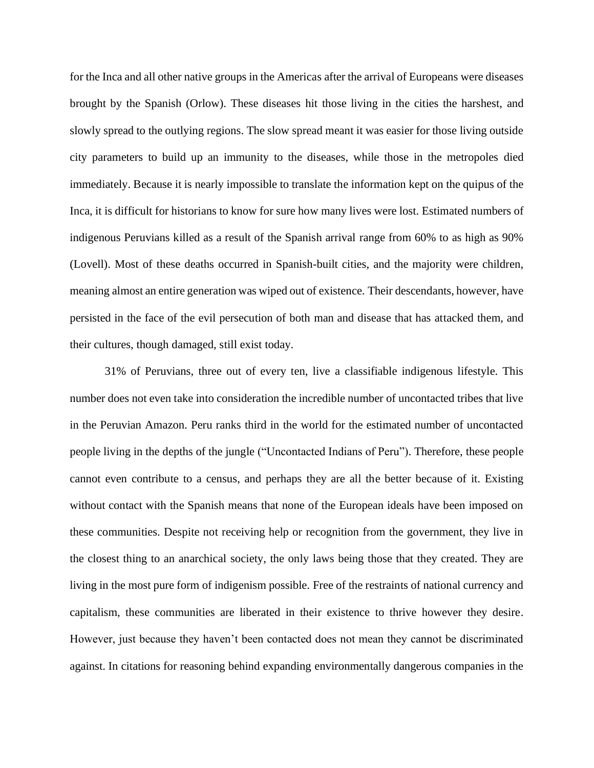for the Inca and all other native groups in the Americas after the arrival of Europeans were diseases brought by the Spanish (Orlow). These diseases hit those living in the cities the harshest, and slowly spread to the outlying regions. The slow spread meant it was easier for those living outside city parameters to build up an immunity to the diseases, while those in the metropoles died immediately. Because it is nearly impossible to translate the information kept on the quipus of the Inca, it is difficult for historians to know for sure how many lives were lost. Estimated numbers of indigenous Peruvians killed as a result of the Spanish arrival range from 60% to as high as 90% (Lovell). Most of these deaths occurred in Spanish-built cities, and the majority were children, meaning almost an entire generation was wiped out of existence. Their descendants, however, have persisted in the face of the evil persecution of both man and disease that has attacked them, and their cultures, though damaged, still exist today.

31% of Peruvians, three out of every ten, live a classifiable indigenous lifestyle. This number does not even take into consideration the incredible number of uncontacted tribes that live in the Peruvian Amazon. Peru ranks third in the world for the estimated number of uncontacted people living in the depths of the jungle ("Uncontacted Indians of Peru"). Therefore, these people cannot even contribute to a census, and perhaps they are all the better because of it. Existing without contact with the Spanish means that none of the European ideals have been imposed on these communities. Despite not receiving help or recognition from the government, they live in the closest thing to an anarchical society, the only laws being those that they created. They are living in the most pure form of indigenism possible. Free of the restraints of national currency and capitalism, these communities are liberated in their existence to thrive however they desire. However, just because they haven't been contacted does not mean they cannot be discriminated against. In citations for reasoning behind expanding environmentally dangerous companies in the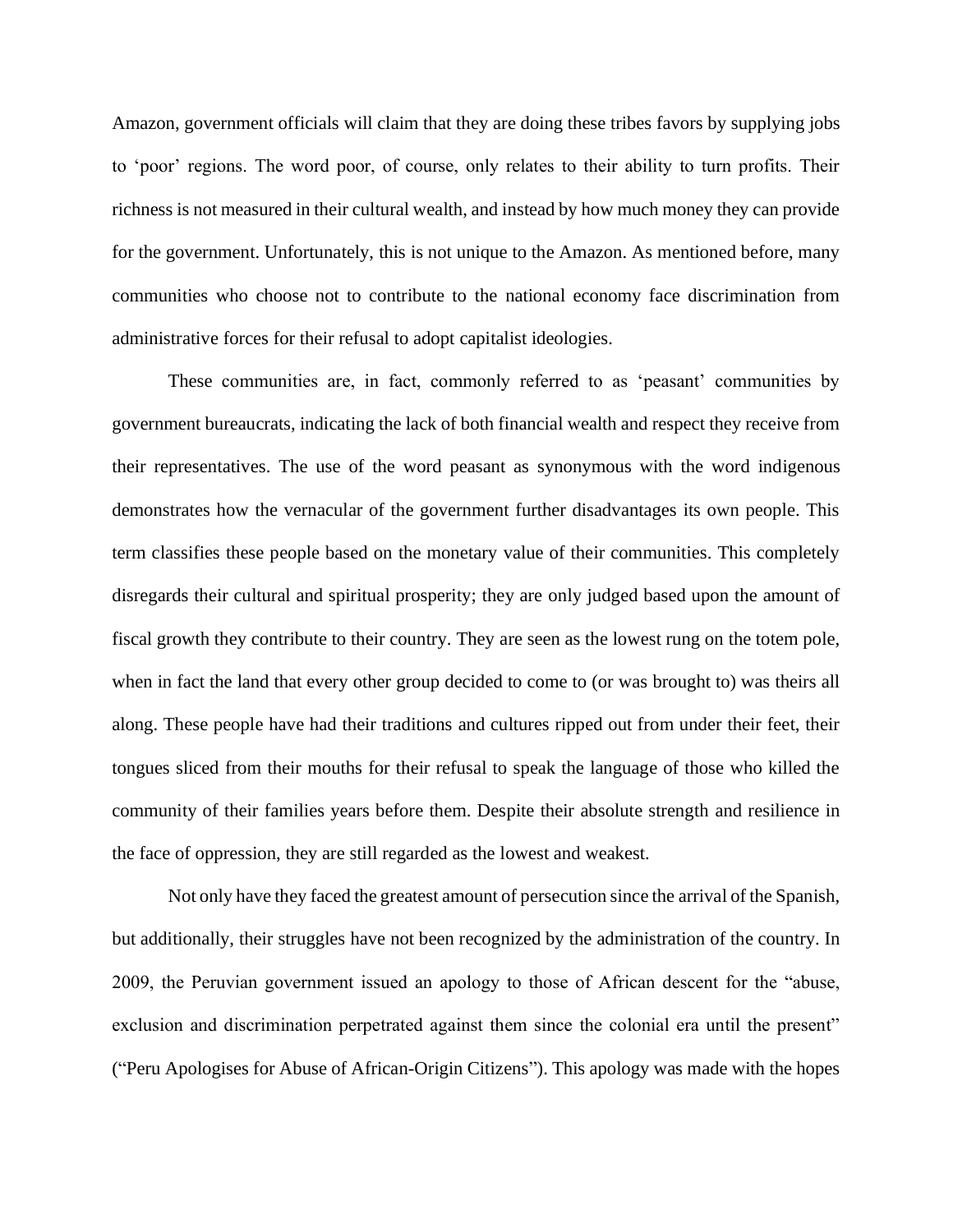Amazon, government officials will claim that they are doing these tribes favors by supplying jobs to 'poor' regions. The word poor, of course, only relates to their ability to turn profits. Their richness is not measured in their cultural wealth, and instead by how much money they can provide for the government. Unfortunately, this is not unique to the Amazon. As mentioned before, many communities who choose not to contribute to the national economy face discrimination from administrative forces for their refusal to adopt capitalist ideologies.

These communities are, in fact, commonly referred to as 'peasant' communities by government bureaucrats, indicating the lack of both financial wealth and respect they receive from their representatives. The use of the word peasant as synonymous with the word indigenous demonstrates how the vernacular of the government further disadvantages its own people. This term classifies these people based on the monetary value of their communities. This completely disregards their cultural and spiritual prosperity; they are only judged based upon the amount of fiscal growth they contribute to their country. They are seen as the lowest rung on the totem pole, when in fact the land that every other group decided to come to (or was brought to) was theirs all along. These people have had their traditions and cultures ripped out from under their feet, their tongues sliced from their mouths for their refusal to speak the language of those who killed the community of their families years before them. Despite their absolute strength and resilience in the face of oppression, they are still regarded as the lowest and weakest.

Not only have they faced the greatest amount of persecution since the arrival of the Spanish, but additionally, their struggles have not been recognized by the administration of the country. In 2009, the Peruvian government issued an apology to those of African descent for the "abuse, exclusion and discrimination perpetrated against them since the colonial era until the present" ("Peru Apologises for Abuse of African-Origin Citizens"). This apology was made with the hopes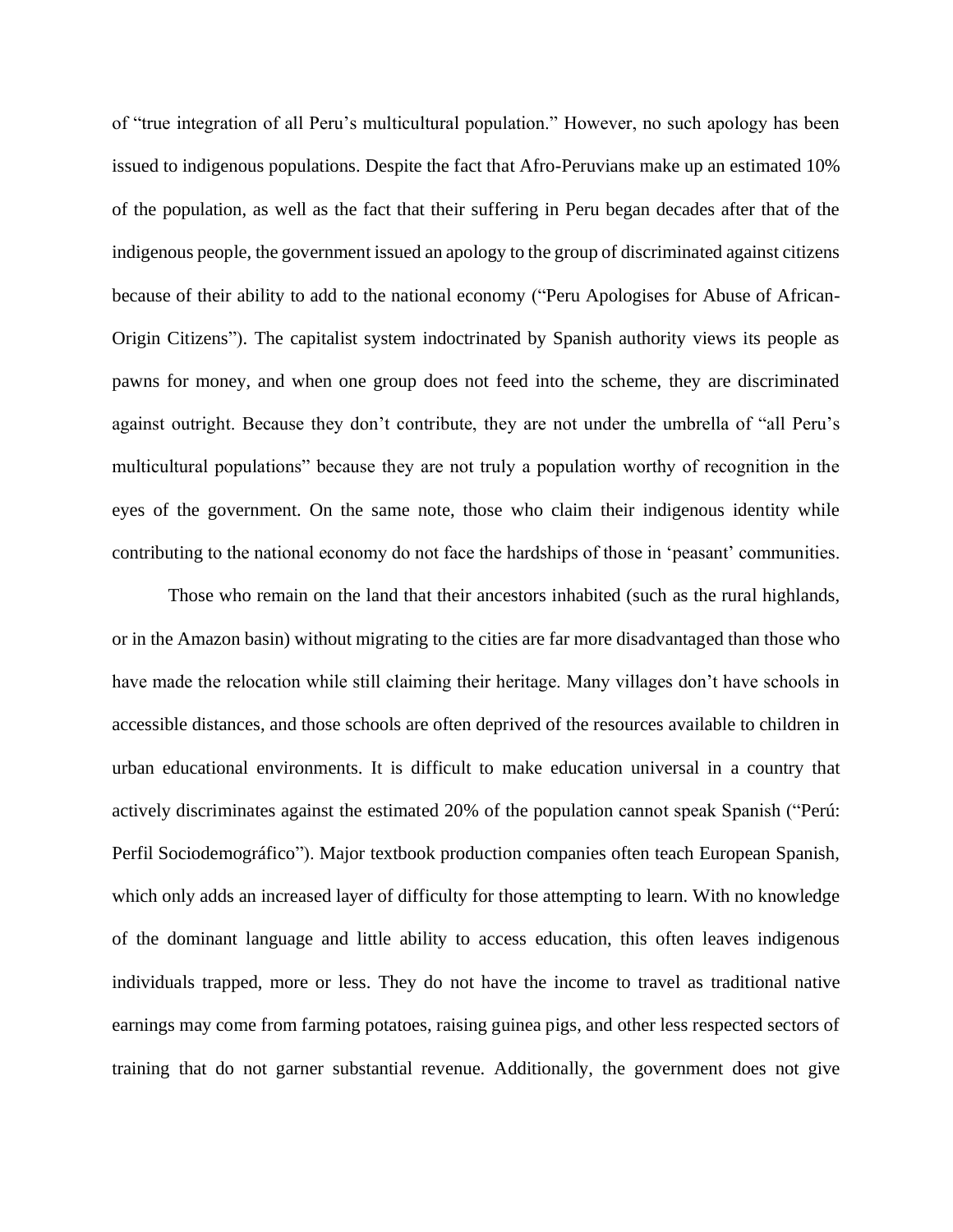of "true integration of all Peru's multicultural population." However, no such apology has been issued to indigenous populations. Despite the fact that Afro-Peruvians make up an estimated 10% of the population, as well as the fact that their suffering in Peru began decades after that of the indigenous people, the government issued an apology to the group of discriminated against citizens because of their ability to add to the national economy ("Peru Apologises for Abuse of African-Origin Citizens"). The capitalist system indoctrinated by Spanish authority views its people as pawns for money, and when one group does not feed into the scheme, they are discriminated against outright. Because they don't contribute, they are not under the umbrella of "all Peru's multicultural populations" because they are not truly a population worthy of recognition in the eyes of the government. On the same note, those who claim their indigenous identity while contributing to the national economy do not face the hardships of those in 'peasant' communities.

Those who remain on the land that their ancestors inhabited (such as the rural highlands, or in the Amazon basin) without migrating to the cities are far more disadvantaged than those who have made the relocation while still claiming their heritage. Many villages don't have schools in accessible distances, and those schools are often deprived of the resources available to children in urban educational environments. It is difficult to make education universal in a country that actively discriminates against the estimated 20% of the population cannot speak Spanish ("Perú: Perfil Sociodemográfico"). Major textbook production companies often teach European Spanish, which only adds an increased layer of difficulty for those attempting to learn. With no knowledge of the dominant language and little ability to access education, this often leaves indigenous individuals trapped, more or less. They do not have the income to travel as traditional native earnings may come from farming potatoes, raising guinea pigs, and other less respected sectors of training that do not garner substantial revenue. Additionally, the government does not give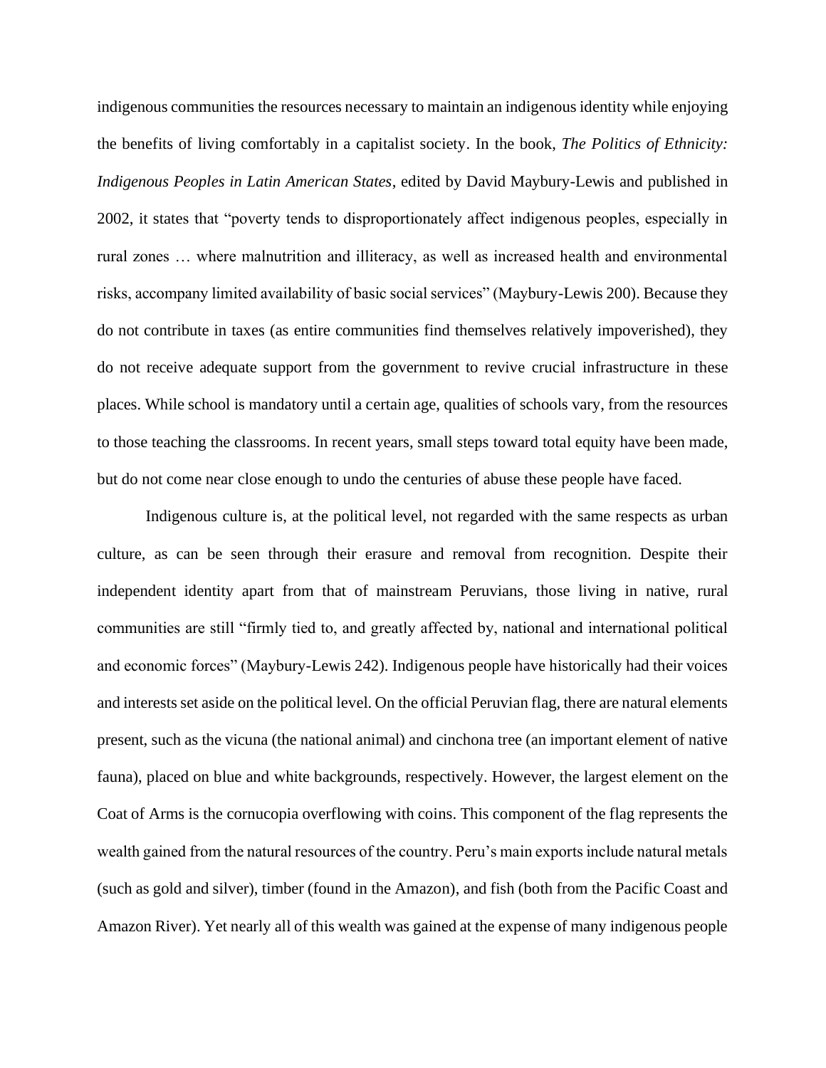indigenous communities the resources necessary to maintain an indigenous identity while enjoying the benefits of living comfortably in a capitalist society. In the book, *The Politics of Ethnicity: Indigenous Peoples in Latin American States*, edited by David Maybury-Lewis and published in 2002, it states that "poverty tends to disproportionately affect indigenous peoples, especially in rural zones … where malnutrition and illiteracy, as well as increased health and environmental risks, accompany limited availability of basic social services" (Maybury-Lewis 200). Because they do not contribute in taxes (as entire communities find themselves relatively impoverished), they do not receive adequate support from the government to revive crucial infrastructure in these places. While school is mandatory until a certain age, qualities of schools vary, from the resources to those teaching the classrooms. In recent years, small steps toward total equity have been made, but do not come near close enough to undo the centuries of abuse these people have faced.

Indigenous culture is, at the political level, not regarded with the same respects as urban culture, as can be seen through their erasure and removal from recognition. Despite their independent identity apart from that of mainstream Peruvians, those living in native, rural communities are still "firmly tied to, and greatly affected by, national and international political and economic forces" (Maybury-Lewis 242). Indigenous people have historically had their voices and interests set aside on the political level. On the official Peruvian flag, there are natural elements present, such as the vicuna (the national animal) and cinchona tree (an important element of native fauna), placed on blue and white backgrounds, respectively. However, the largest element on the Coat of Arms is the cornucopia overflowing with coins. This component of the flag represents the wealth gained from the natural resources of the country. Peru's main exports include natural metals (such as gold and silver), timber (found in the Amazon), and fish (both from the Pacific Coast and Amazon River). Yet nearly all of this wealth was gained at the expense of many indigenous people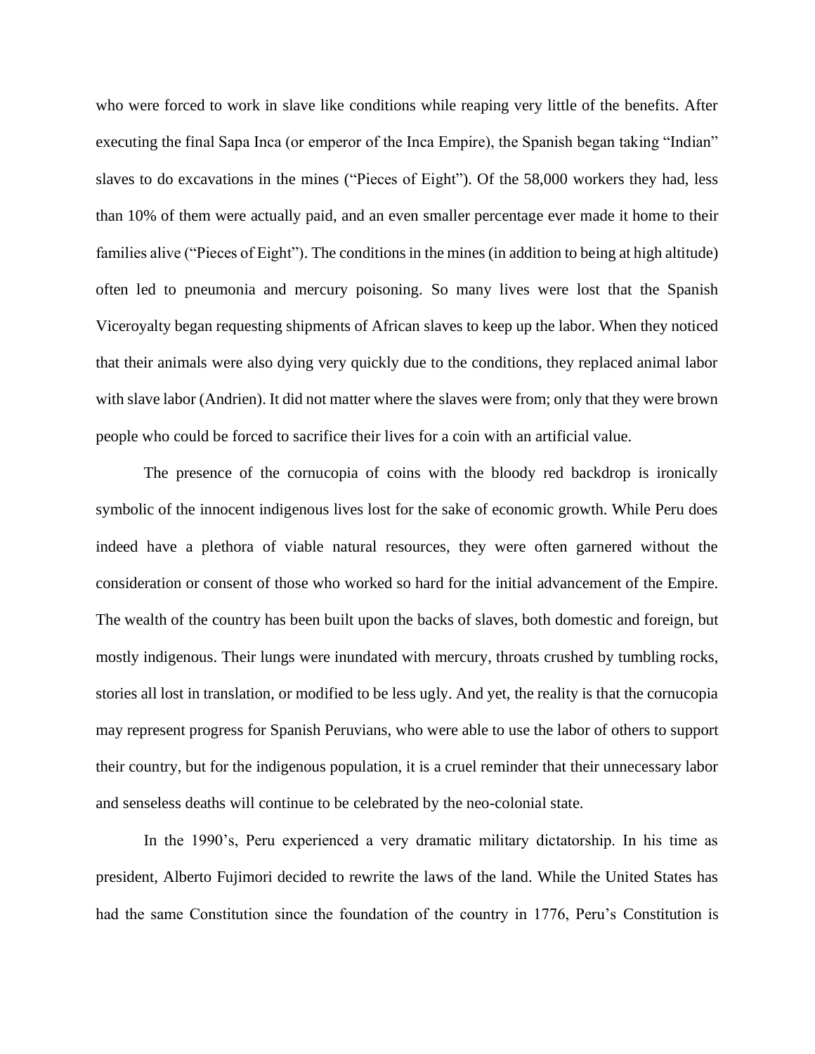who were forced to work in slave like conditions while reaping very little of the benefits. After executing the final Sapa Inca (or emperor of the Inca Empire), the Spanish began taking "Indian" slaves to do excavations in the mines ("Pieces of Eight"). Of the 58,000 workers they had, less than 10% of them were actually paid, and an even smaller percentage ever made it home to their families alive ("Pieces of Eight"). The conditions in the mines (in addition to being at high altitude) often led to pneumonia and mercury poisoning. So many lives were lost that the Spanish Viceroyalty began requesting shipments of African slaves to keep up the labor. When they noticed that their animals were also dying very quickly due to the conditions, they replaced animal labor with slave labor (Andrien). It did not matter where the slaves were from; only that they were brown people who could be forced to sacrifice their lives for a coin with an artificial value.

The presence of the cornucopia of coins with the bloody red backdrop is ironically symbolic of the innocent indigenous lives lost for the sake of economic growth. While Peru does indeed have a plethora of viable natural resources, they were often garnered without the consideration or consent of those who worked so hard for the initial advancement of the Empire. The wealth of the country has been built upon the backs of slaves, both domestic and foreign, but mostly indigenous. Their lungs were inundated with mercury, throats crushed by tumbling rocks, stories all lost in translation, or modified to be less ugly. And yet, the reality is that the cornucopia may represent progress for Spanish Peruvians, who were able to use the labor of others to support their country, but for the indigenous population, it is a cruel reminder that their unnecessary labor and senseless deaths will continue to be celebrated by the neo-colonial state.

In the 1990's, Peru experienced a very dramatic military dictatorship. In his time as president, Alberto Fujimori decided to rewrite the laws of the land. While the United States has had the same Constitution since the foundation of the country in 1776, Peru's Constitution is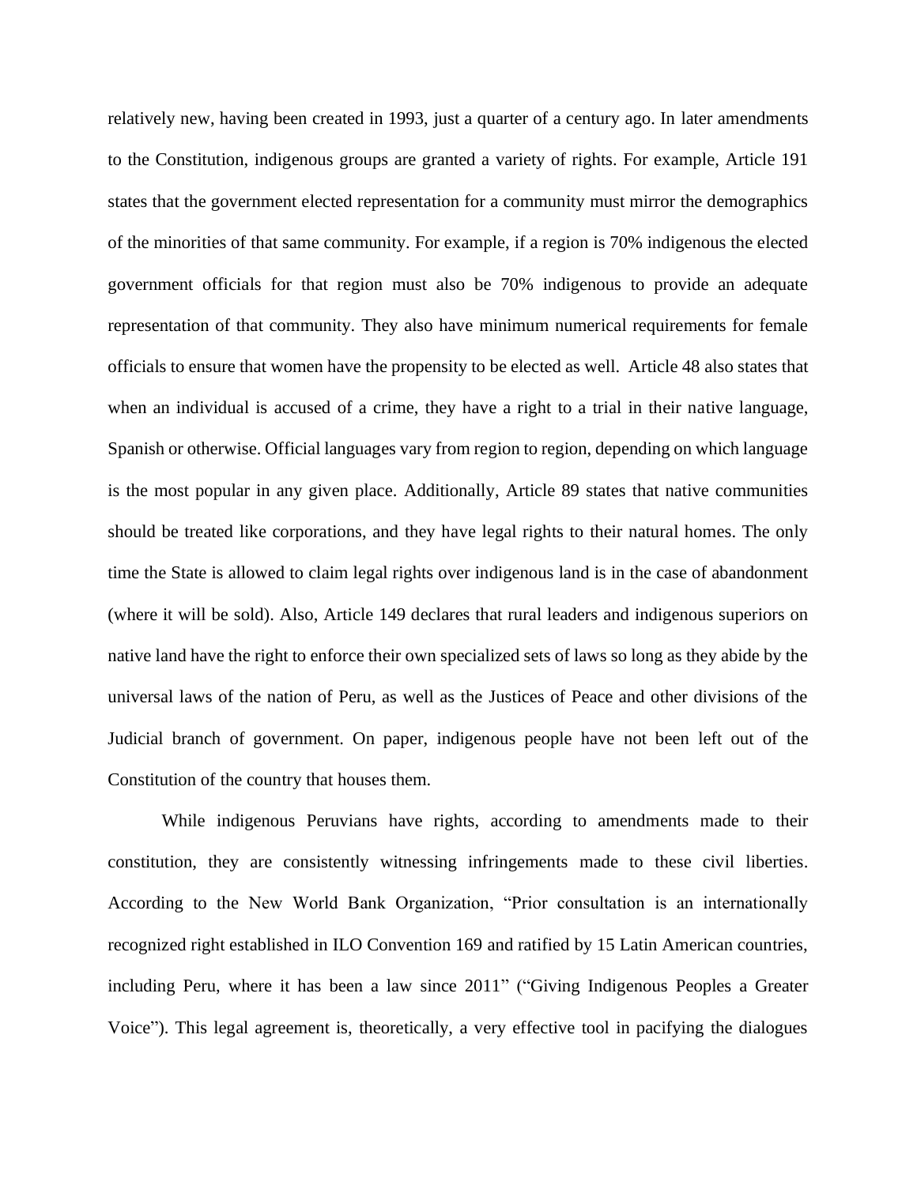relatively new, having been created in 1993, just a quarter of a century ago. In later amendments to the Constitution, indigenous groups are granted a variety of rights. For example, Article 191 states that the government elected representation for a community must mirror the demographics of the minorities of that same community. For example, if a region is 70% indigenous the elected government officials for that region must also be 70% indigenous to provide an adequate representation of that community. They also have minimum numerical requirements for female officials to ensure that women have the propensity to be elected as well. Article 48 also states that when an individual is accused of a crime, they have a right to a trial in their native language, Spanish or otherwise. Official languages vary from region to region, depending on which language is the most popular in any given place. Additionally, Article 89 states that native communities should be treated like corporations, and they have legal rights to their natural homes. The only time the State is allowed to claim legal rights over indigenous land is in the case of abandonment (where it will be sold). Also, Article 149 declares that rural leaders and indigenous superiors on native land have the right to enforce their own specialized sets of laws so long as they abide by the universal laws of the nation of Peru, as well as the Justices of Peace and other divisions of the Judicial branch of government. On paper, indigenous people have not been left out of the Constitution of the country that houses them.

While indigenous Peruvians have rights, according to amendments made to their constitution, they are consistently witnessing infringements made to these civil liberties. According to the New World Bank Organization, "Prior consultation is an internationally recognized right established in ILO Convention 169 and ratified by 15 Latin American countries, including Peru, where it has been a law since 2011" ("Giving Indigenous Peoples a Greater Voice"). This legal agreement is, theoretically, a very effective tool in pacifying the dialogues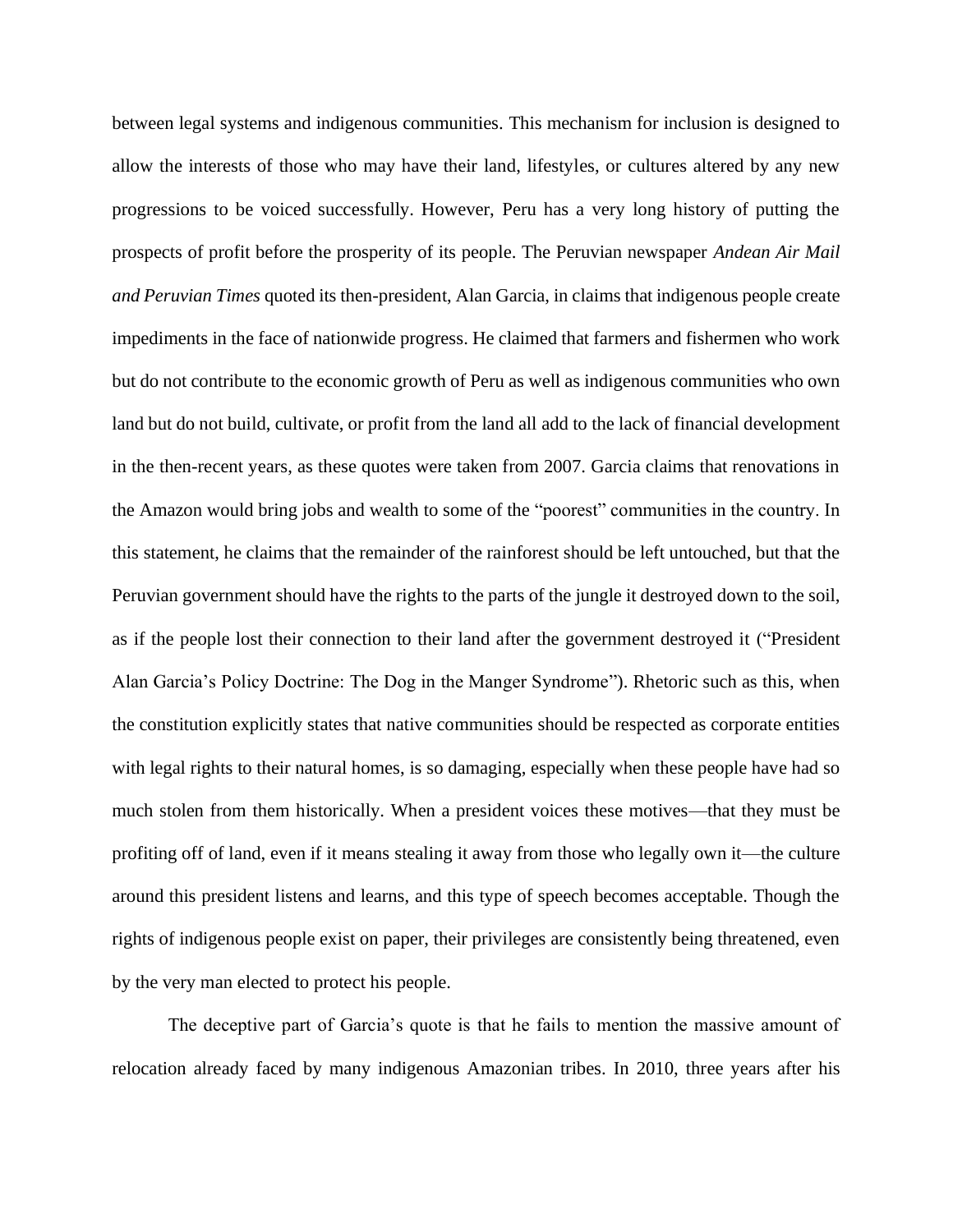between legal systems and indigenous communities. This mechanism for inclusion is designed to allow the interests of those who may have their land, lifestyles, or cultures altered by any new progressions to be voiced successfully. However, Peru has a very long history of putting the prospects of profit before the prosperity of its people. The Peruvian newspaper *Andean Air Mail and Peruvian Times* quoted its then-president, Alan Garcia, in claims that indigenous people create impediments in the face of nationwide progress. He claimed that farmers and fishermen who work but do not contribute to the economic growth of Peru as well as indigenous communities who own land but do not build, cultivate, or profit from the land all add to the lack of financial development in the then-recent years, as these quotes were taken from 2007. Garcia claims that renovations in the Amazon would bring jobs and wealth to some of the "poorest" communities in the country. In this statement, he claims that the remainder of the rainforest should be left untouched, but that the Peruvian government should have the rights to the parts of the jungle it destroyed down to the soil, as if the people lost their connection to their land after the government destroyed it ("President Alan Garcia's Policy Doctrine: The Dog in the Manger Syndrome"). Rhetoric such as this, when the constitution explicitly states that native communities should be respected as corporate entities with legal rights to their natural homes, is so damaging, especially when these people have had so much stolen from them historically. When a president voices these motives—that they must be profiting off of land, even if it means stealing it away from those who legally own it—the culture around this president listens and learns, and this type of speech becomes acceptable. Though the rights of indigenous people exist on paper, their privileges are consistently being threatened, even by the very man elected to protect his people.

The deceptive part of Garcia's quote is that he fails to mention the massive amount of relocation already faced by many indigenous Amazonian tribes. In 2010, three years after his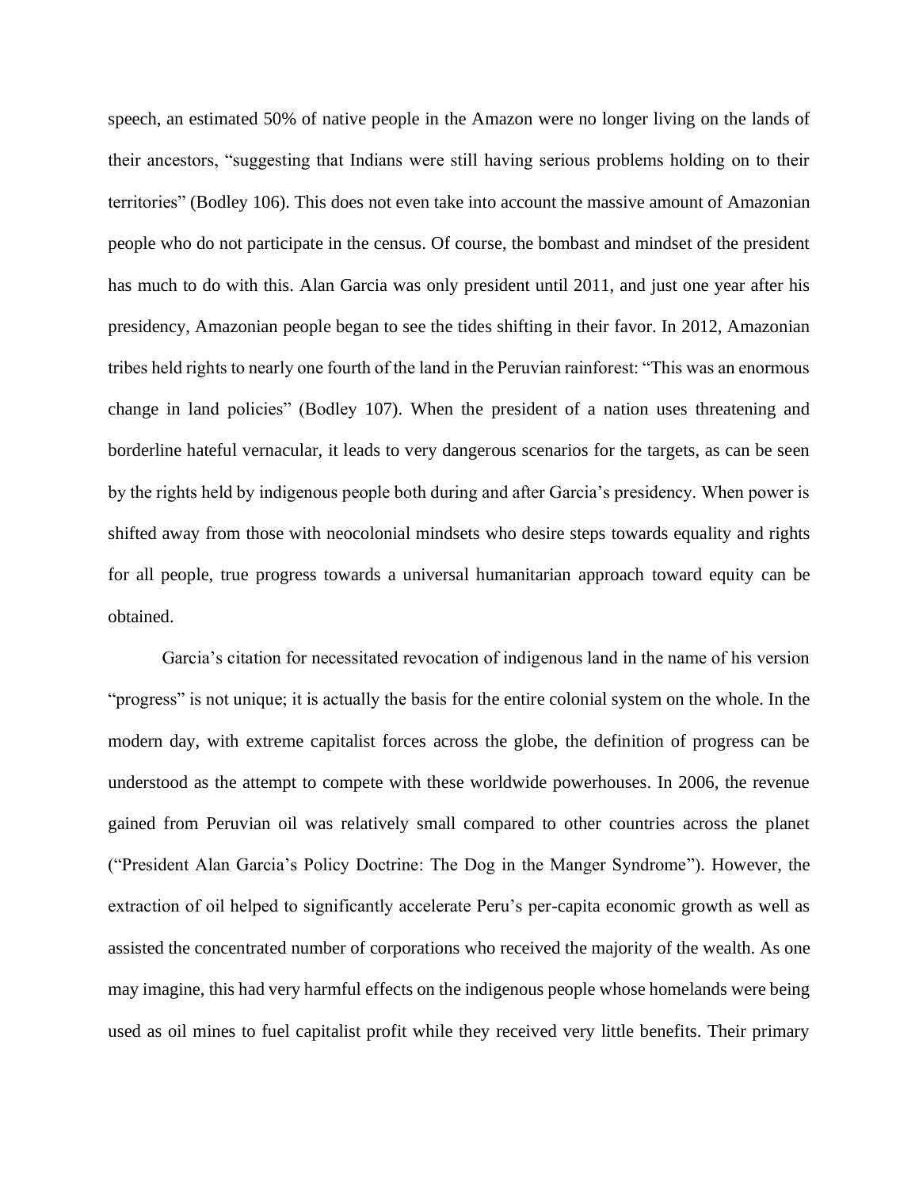speech, an estimated 50% of native people in the Amazon were no longer living on the lands of their ancestors, "suggesting that Indians were still having serious problems holding on to their territories" (Bodley 106). This does not even take into account the massive amount of Amazonian people who do not participate in the census. Of course, the bombast and mindset of the president has much to do with this. Alan Garcia was only president until 2011, and just one year after his presidency, Amazonian people began to see the tides shifting in their favor. In 2012, Amazonian tribes held rights to nearly one fourth of the land in the Peruvian rainforest: "This was an enormous change in land policies" (Bodley 107). When the president of a nation uses threatening and borderline hateful vernacular, it leads to very dangerous scenarios for the targets, as can be seen by the rights held by indigenous people both during and after Garcia's presidency. When power is shifted away from those with neocolonial mindsets who desire steps towards equality and rights for all people, true progress towards a universal humanitarian approach toward equity can be obtained.

Garcia's citation for necessitated revocation of indigenous land in the name of his version "progress" is not unique; it is actually the basis for the entire colonial system on the whole. In the modern day, with extreme capitalist forces across the globe, the definition of progress can be understood as the attempt to compete with these worldwide powerhouses. In 2006, the revenue gained from Peruvian oil was relatively small compared to other countries across the planet ("President Alan Garcia's Policy Doctrine: The Dog in the Manger Syndrome"). However, the extraction of oil helped to significantly accelerate Peru's per-capita economic growth as well as assisted the concentrated number of corporations who received the majority of the wealth. As one may imagine, this had very harmful effects on the indigenous people whose homelands were being used as oil mines to fuel capitalist profit while they received very little benefits. Their primary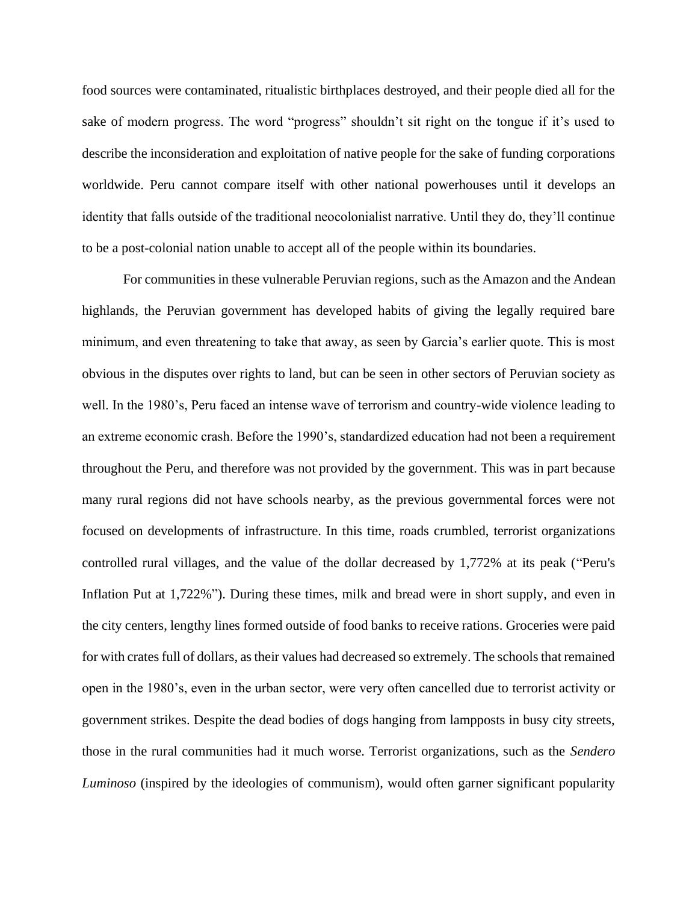food sources were contaminated, ritualistic birthplaces destroyed, and their people died all for the sake of modern progress. The word "progress" shouldn't sit right on the tongue if it's used to describe the inconsideration and exploitation of native people for the sake of funding corporations worldwide. Peru cannot compare itself with other national powerhouses until it develops an identity that falls outside of the traditional neocolonialist narrative. Until they do, they'll continue to be a post-colonial nation unable to accept all of the people within its boundaries.

For communities in these vulnerable Peruvian regions, such as the Amazon and the Andean highlands, the Peruvian government has developed habits of giving the legally required bare minimum, and even threatening to take that away, as seen by Garcia's earlier quote. This is most obvious in the disputes over rights to land, but can be seen in other sectors of Peruvian society as well. In the 1980's, Peru faced an intense wave of terrorism and country-wide violence leading to an extreme economic crash. Before the 1990's, standardized education had not been a requirement throughout the Peru, and therefore was not provided by the government. This was in part because many rural regions did not have schools nearby, as the previous governmental forces were not focused on developments of infrastructure. In this time, roads crumbled, terrorist organizations controlled rural villages, and the value of the dollar decreased by 1,772% at its peak ("Peru's Inflation Put at 1,722%"). During these times, milk and bread were in short supply, and even in the city centers, lengthy lines formed outside of food banks to receive rations. Groceries were paid for with crates full of dollars, as their values had decreased so extremely. The schools that remained open in the 1980's, even in the urban sector, were very often cancelled due to terrorist activity or government strikes. Despite the dead bodies of dogs hanging from lampposts in busy city streets, those in the rural communities had it much worse. Terrorist organizations, such as the *Sendero Luminoso* (inspired by the ideologies of communism), would often garner significant popularity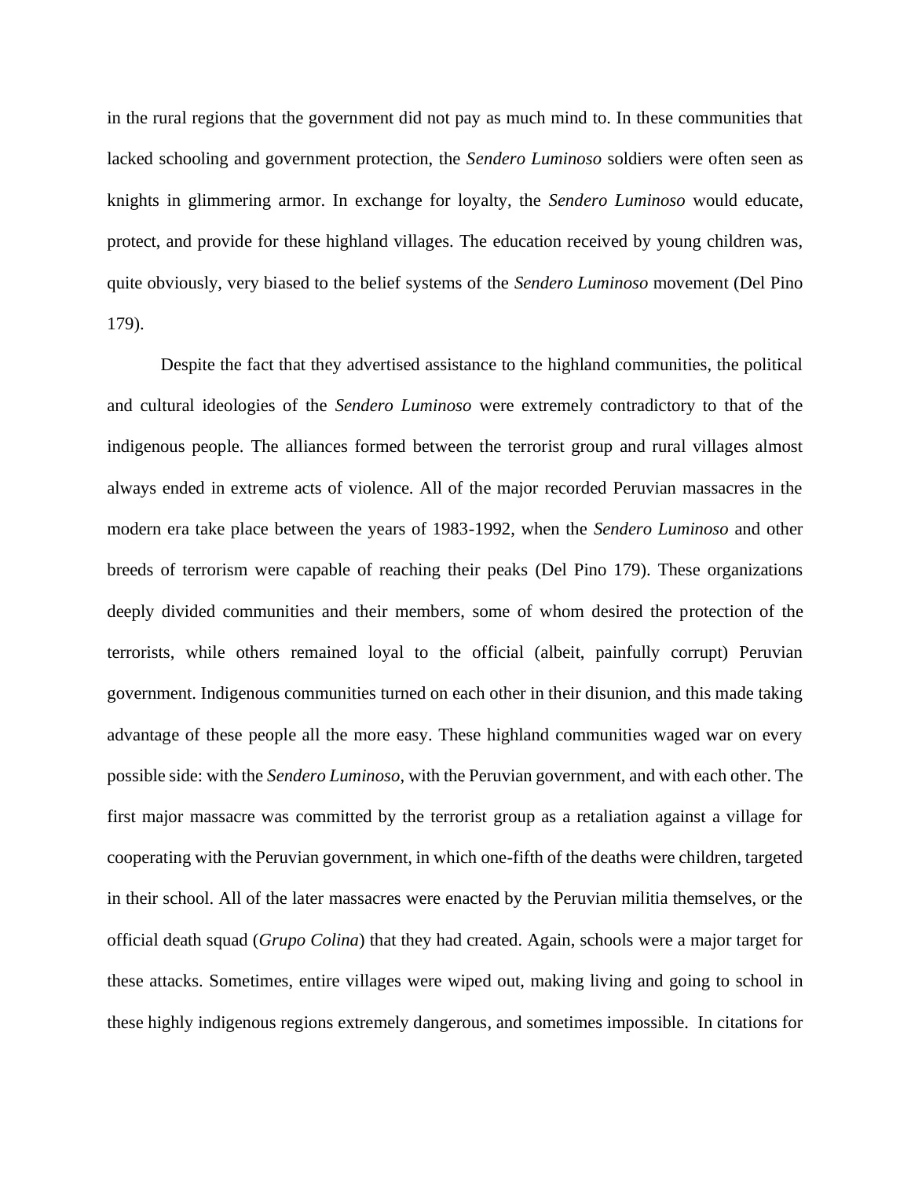in the rural regions that the government did not pay as much mind to. In these communities that lacked schooling and government protection, the *Sendero Luminoso* soldiers were often seen as knights in glimmering armor. In exchange for loyalty, the *Sendero Luminoso* would educate, protect, and provide for these highland villages. The education received by young children was, quite obviously, very biased to the belief systems of the *Sendero Luminoso* movement (Del Pino 179).

Despite the fact that they advertised assistance to the highland communities, the political and cultural ideologies of the *Sendero Luminoso* were extremely contradictory to that of the indigenous people. The alliances formed between the terrorist group and rural villages almost always ended in extreme acts of violence. All of the major recorded Peruvian massacres in the modern era take place between the years of 1983-1992, when the *Sendero Luminoso* and other breeds of terrorism were capable of reaching their peaks (Del Pino 179). These organizations deeply divided communities and their members, some of whom desired the protection of the terrorists, while others remained loyal to the official (albeit, painfully corrupt) Peruvian government. Indigenous communities turned on each other in their disunion, and this made taking advantage of these people all the more easy. These highland communities waged war on every possible side: with the *Sendero Luminoso*, with the Peruvian government, and with each other. The first major massacre was committed by the terrorist group as a retaliation against a village for cooperating with the Peruvian government, in which one-fifth of the deaths were children, targeted in their school. All of the later massacres were enacted by the Peruvian militia themselves, or the official death squad (*Grupo Colina*) that they had created. Again, schools were a major target for these attacks. Sometimes, entire villages were wiped out, making living and going to school in these highly indigenous regions extremely dangerous, and sometimes impossible. In citations for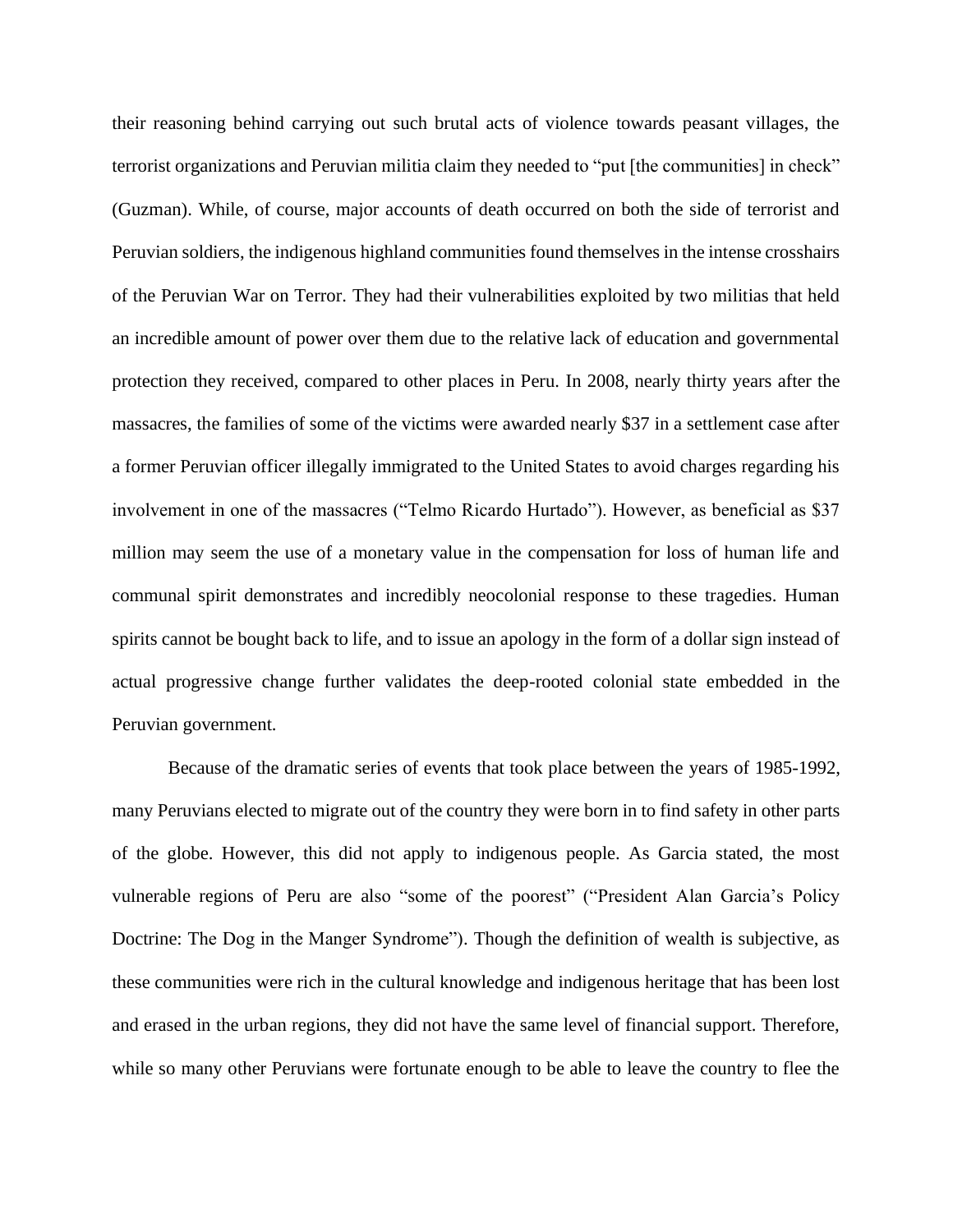their reasoning behind carrying out such brutal acts of violence towards peasant villages, the terrorist organizations and Peruvian militia claim they needed to "put [the communities] in check" (Guzman). While, of course, major accounts of death occurred on both the side of terrorist and Peruvian soldiers, the indigenous highland communities found themselves in the intense crosshairs of the Peruvian War on Terror. They had their vulnerabilities exploited by two militias that held an incredible amount of power over them due to the relative lack of education and governmental protection they received, compared to other places in Peru. In 2008, nearly thirty years after the massacres, the families of some of the victims were awarded nearly $37 in a settlement case after a former Peruvian officer illegally immigrated to the United States to avoid charges regarding his involvement in one of the massacres ("Telmo Ricardo Hurtado"). However, as beneficial as $37 million may seem the use of a monetary value in the compensation for loss of human life and communal spirit demonstrates and incredibly neocolonial response to these tragedies. Human spirits cannot be bought back to life, and to issue an apology in the form of a dollar sign instead of actual progressive change further validates the deep-rooted colonial state embedded in the Peruvian government.

Because of the dramatic series of events that took place between the years of 1985-1992, many Peruvians elected to migrate out of the country they were born in to find safety in other parts of the globe. However, this did not apply to indigenous people. As Garcia stated, the most vulnerable regions of Peru are also "some of the poorest" ("President Alan Garcia's Policy Doctrine: The Dog in the Manger Syndrome"). Though the definition of wealth is subjective, as these communities were rich in the cultural knowledge and indigenous heritage that has been lost and erased in the urban regions, they did not have the same level of financial support. Therefore, while so many other Peruvians were fortunate enough to be able to leave the country to flee the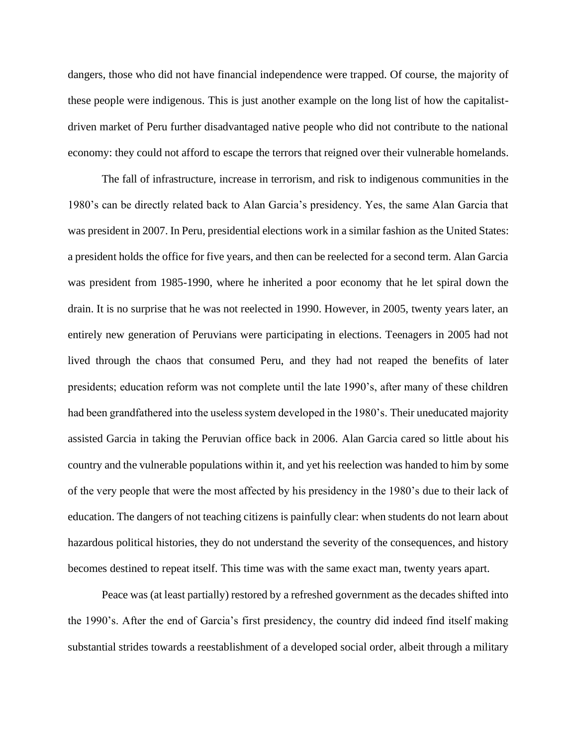dangers, those who did not have financial independence were trapped. Of course, the majority of these people were indigenous. This is just another example on the long list of how the capitalist-driven market of Peru further disadvantaged native people who did not contribute to the national economy: they could not afford to escape the terrors that reigned over their vulnerable homelands.

The fall of infrastructure, increase in terrorism, and risk to indigenous communities in the 1980's can be directly related back to Alan Garcia's presidency. Yes, the same Alan Garcia that was president in 2007. In Peru, presidential elections work in a similar fashion as the United States: a president holds the office for five years, and then can be reelected for a second term. Alan Garcia was president from 1985-1990, where he inherited a poor economy that he let spiral down the drain. It is no surprise that he was not reelected in 1990. However, in 2005, twenty years later, an entirely new generation of Peruvians were participating in elections. Teenagers in 2005 had not lived through the chaos that consumed Peru, and they had not reaped the benefits of later presidents; education reform was not complete until the late 1990's, after many of these children had been grandfathered into the useless system developed in the 1980's. Their uneducated majority assisted Garcia in taking the Peruvian office back in 2006. Alan Garcia cared so little about his country and the vulnerable populations within it, and yet his reelection was handed to him by some of the very people that were the most affected by his presidency in the 1980's due to their lack of education. The dangers of not teaching citizens is painfully clear: when students do not learn about hazardous political histories, they do not understand the severity of the consequences, and history becomes destined to repeat itself. This time was with the same exact man, twenty years apart.

Peace was (at least partially) restored by a refreshed government as the decades shifted into the 1990's. After the end of Garcia's first presidency, the country did indeed find itself making substantial strides towards a reestablishment of a developed social order, albeit through a military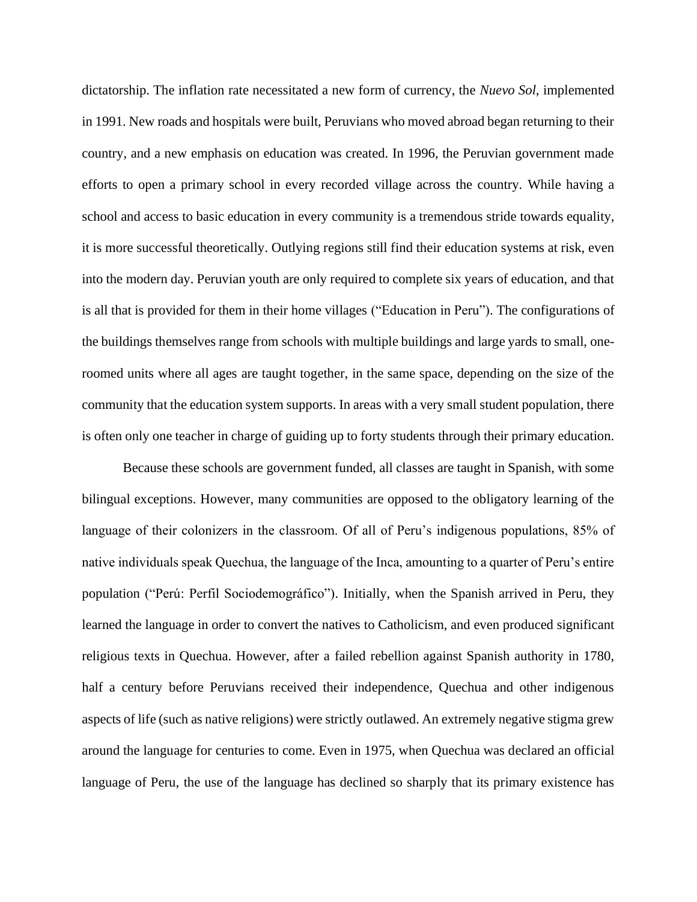dictatorship. The inflation rate necessitated a new form of currency, the *Nuevo Sol*, implemented in 1991. New roads and hospitals were built, Peruvians who moved abroad began returning to their country, and a new emphasis on education was created. In 1996, the Peruvian government made efforts to open a primary school in every recorded village across the country. While having a school and access to basic education in every community is a tremendous stride towards equality, it is more successful theoretically. Outlying regions still find their education systems at risk, even into the modern day. Peruvian youth are only required to complete six years of education, and that is all that is provided for them in their home villages ("Education in Peru"). The configurations of the buildings themselves range from schools with multiple buildings and large yards to small, one-roomed units where all ages are taught together, in the same space, depending on the size of the community that the education system supports. In areas with a very small student population, there is often only one teacher in charge of guiding up to forty students through their primary education.

Because these schools are government funded, all classes are taught in Spanish, with some bilingual exceptions. However, many communities are opposed to the obligatory learning of the language of their colonizers in the classroom. Of all of Peru's indigenous populations, 85% of native individuals speak Quechua, the language of the Inca, amounting to a quarter of Peru's entire population ("Perú: Perfil Sociodemográfico"). Initially, when the Spanish arrived in Peru, they learned the language in order to convert the natives to Catholicism, and even produced significant religious texts in Quechua. However, after a failed rebellion against Spanish authority in 1780, half a century before Peruvians received their independence, Quechua and other indigenous aspects of life (such as native religions) were strictly outlawed. An extremely negative stigma grew around the language for centuries to come. Even in 1975, when Quechua was declared an official language of Peru, the use of the language has declined so sharply that its primary existence has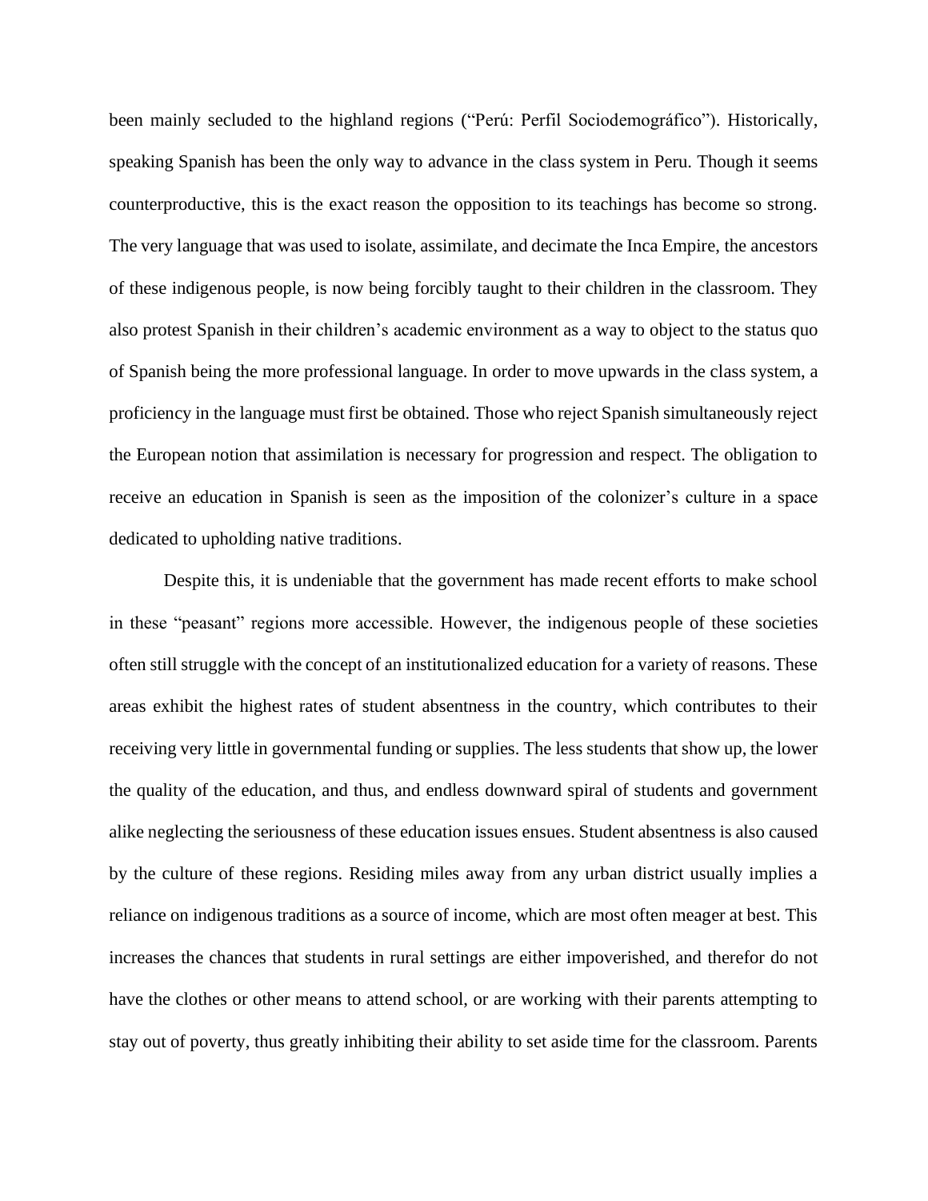been mainly secluded to the highland regions ("Perú: Perfil Sociodemográfico"). Historically, speaking Spanish has been the only way to advance in the class system in Peru. Though it seems counterproductive, this is the exact reason the opposition to its teachings has become so strong. The very language that was used to isolate, assimilate, and decimate the Inca Empire, the ancestors of these indigenous people, is now being forcibly taught to their children in the classroom. They also protest Spanish in their children's academic environment as a way to object to the status quo of Spanish being the more professional language. In order to move upwards in the class system, a proficiency in the language must first be obtained. Those who reject Spanish simultaneously reject the European notion that assimilation is necessary for progression and respect. The obligation to receive an education in Spanish is seen as the imposition of the colonizer's culture in a space dedicated to upholding native traditions.

Despite this, it is undeniable that the government has made recent efforts to make school in these "peasant" regions more accessible. However, the indigenous people of these societies often still struggle with the concept of an institutionalized education for a variety of reasons. These areas exhibit the highest rates of student absentness in the country, which contributes to their receiving very little in governmental funding or supplies. The less students that show up, the lower the quality of the education, and thus, and endless downward spiral of students and government alike neglecting the seriousness of these education issues ensues. Student absentness is also caused by the culture of these regions. Residing miles away from any urban district usually implies a reliance on indigenous traditions as a source of income, which are most often meager at best. This increases the chances that students in rural settings are either impoverished, and therefor do not have the clothes or other means to attend school, or are working with their parents attempting to stay out of poverty, thus greatly inhibiting their ability to set aside time for the classroom. Parents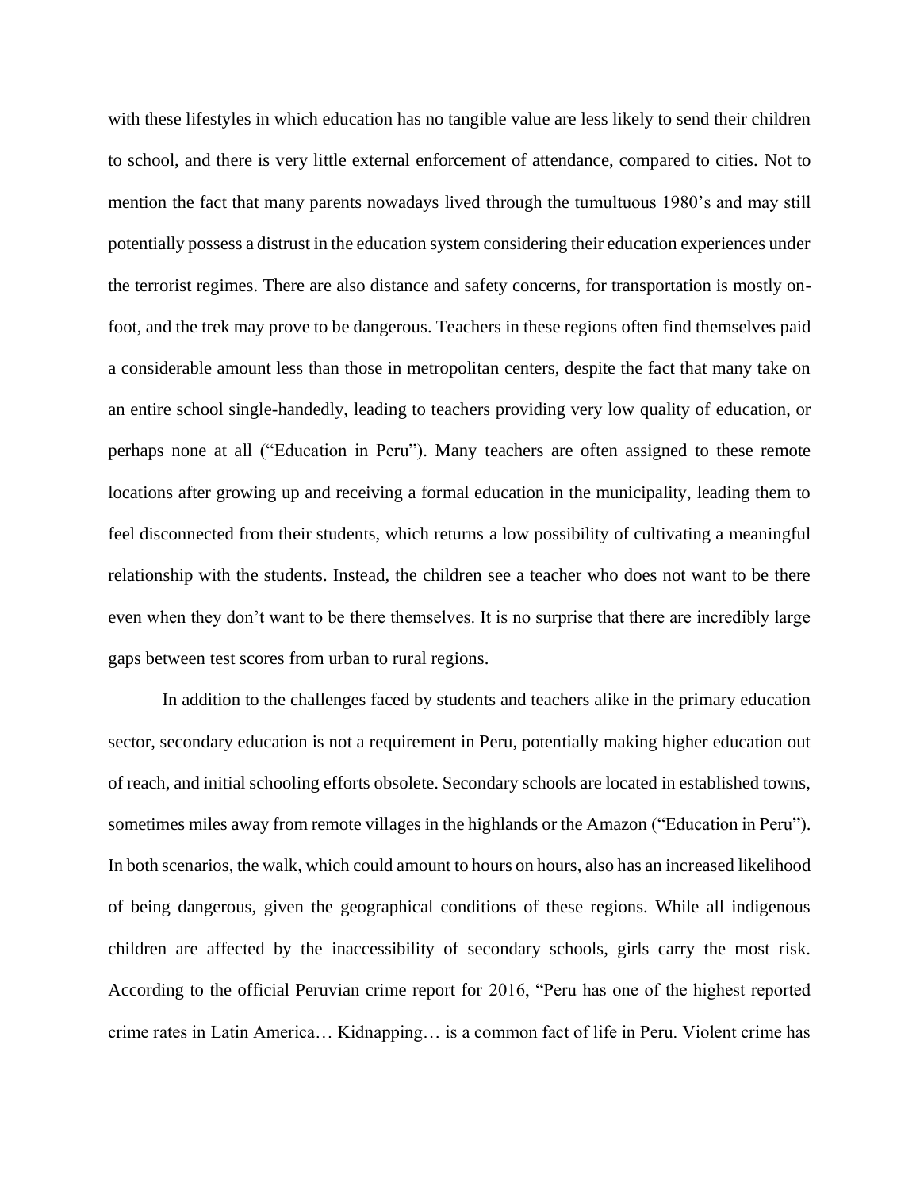with these lifestyles in which education has no tangible value are less likely to send their children to school, and there is very little external enforcement of attendance, compared to cities. Not to mention the fact that many parents nowadays lived through the tumultuous 1980's and may still potentially possess a distrust in the education system considering their education experiences under the terrorist regimes. There are also distance and safety concerns, for transportation is mostly on-foot, and the trek may prove to be dangerous. Teachers in these regions often find themselves paid a considerable amount less than those in metropolitan centers, despite the fact that many take on an entire school single-handedly, leading to teachers providing very low quality of education, or perhaps none at all ("Education in Peru"). Many teachers are often assigned to these remote locations after growing up and receiving a formal education in the municipality, leading them to feel disconnected from their students, which returns a low possibility of cultivating a meaningful relationship with the students. Instead, the children see a teacher who does not want to be there even when they don't want to be there themselves. It is no surprise that there are incredibly large gaps between test scores from urban to rural regions.

In addition to the challenges faced by students and teachers alike in the primary education sector, secondary education is not a requirement in Peru, potentially making higher education out of reach, and initial schooling efforts obsolete. Secondary schools are located in established towns, sometimes miles away from remote villages in the highlands or the Amazon ("Education in Peru"). In both scenarios, the walk, which could amount to hours on hours, also has an increased likelihood of being dangerous, given the geographical conditions of these regions. While all indigenous children are affected by the inaccessibility of secondary schools, girls carry the most risk. According to the official Peruvian crime report for 2016, "Peru has one of the highest reported crime rates in Latin America… Kidnapping… is a common fact of life in Peru. Violent crime has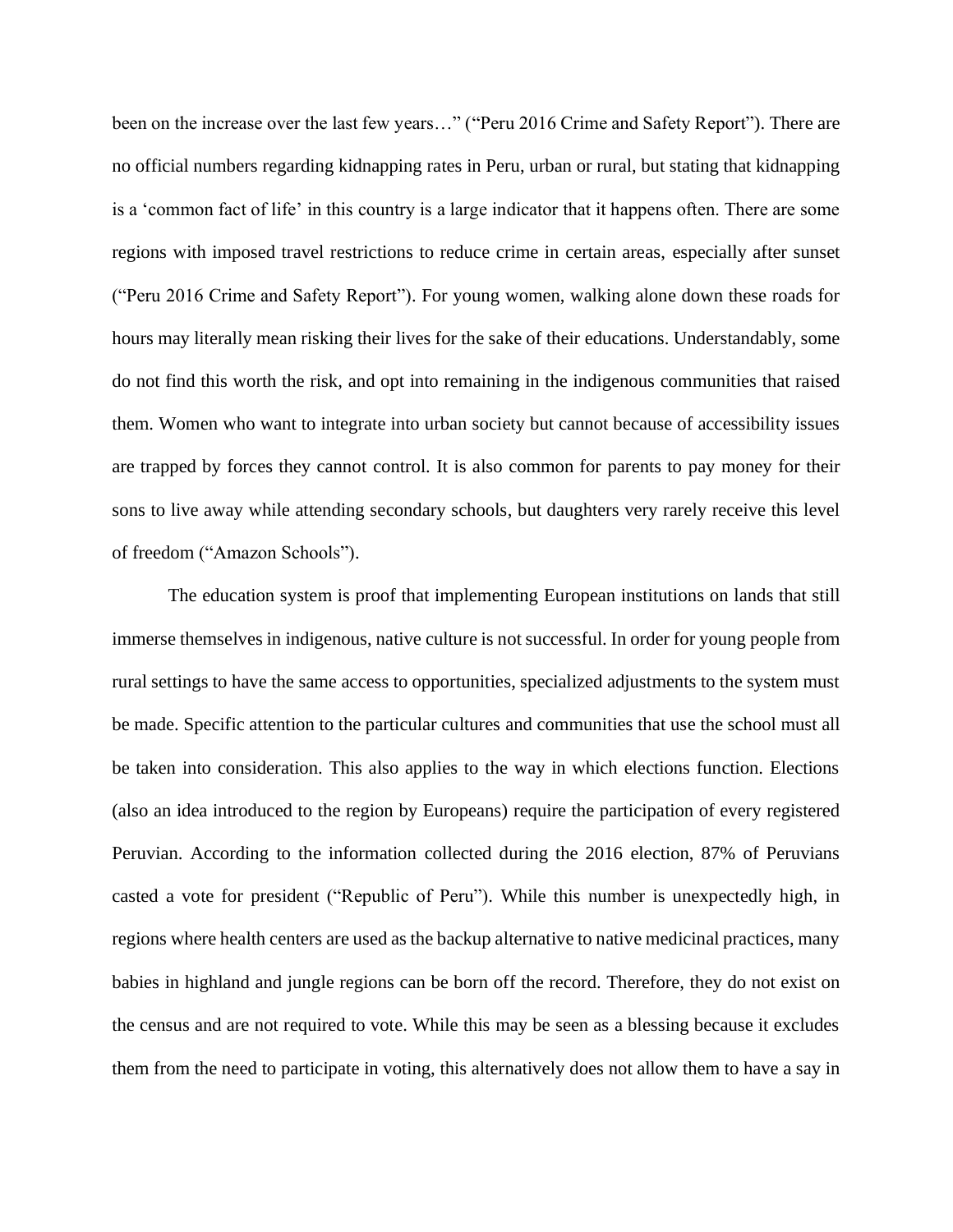been on the increase over the last few years…" ("Peru 2016 Crime and Safety Report"). There are no official numbers regarding kidnapping rates in Peru, urban or rural, but stating that kidnapping is a 'common fact of life' in this country is a large indicator that it happens often. There are some regions with imposed travel restrictions to reduce crime in certain areas, especially after sunset ("Peru 2016 Crime and Safety Report"). For young women, walking alone down these roads for hours may literally mean risking their lives for the sake of their educations. Understandably, some do not find this worth the risk, and opt into remaining in the indigenous communities that raised them. Women who want to integrate into urban society but cannot because of accessibility issues are trapped by forces they cannot control. It is also common for parents to pay money for their sons to live away while attending secondary schools, but daughters very rarely receive this level of freedom ("Amazon Schools").

The education system is proof that implementing European institutions on lands that still immerse themselves in indigenous, native culture is not successful. In order for young people from rural settings to have the same access to opportunities, specialized adjustments to the system must be made. Specific attention to the particular cultures and communities that use the school must all be taken into consideration. This also applies to the way in which elections function. Elections (also an idea introduced to the region by Europeans) require the participation of every registered Peruvian. According to the information collected during the 2016 election, 87% of Peruvians casted a vote for president ("Republic of Peru"). While this number is unexpectedly high, in regions where health centers are used as the backup alternative to native medicinal practices, many babies in highland and jungle regions can be born off the record. Therefore, they do not exist on the census and are not required to vote. While this may be seen as a blessing because it excludes them from the need to participate in voting, this alternatively does not allow them to have a say in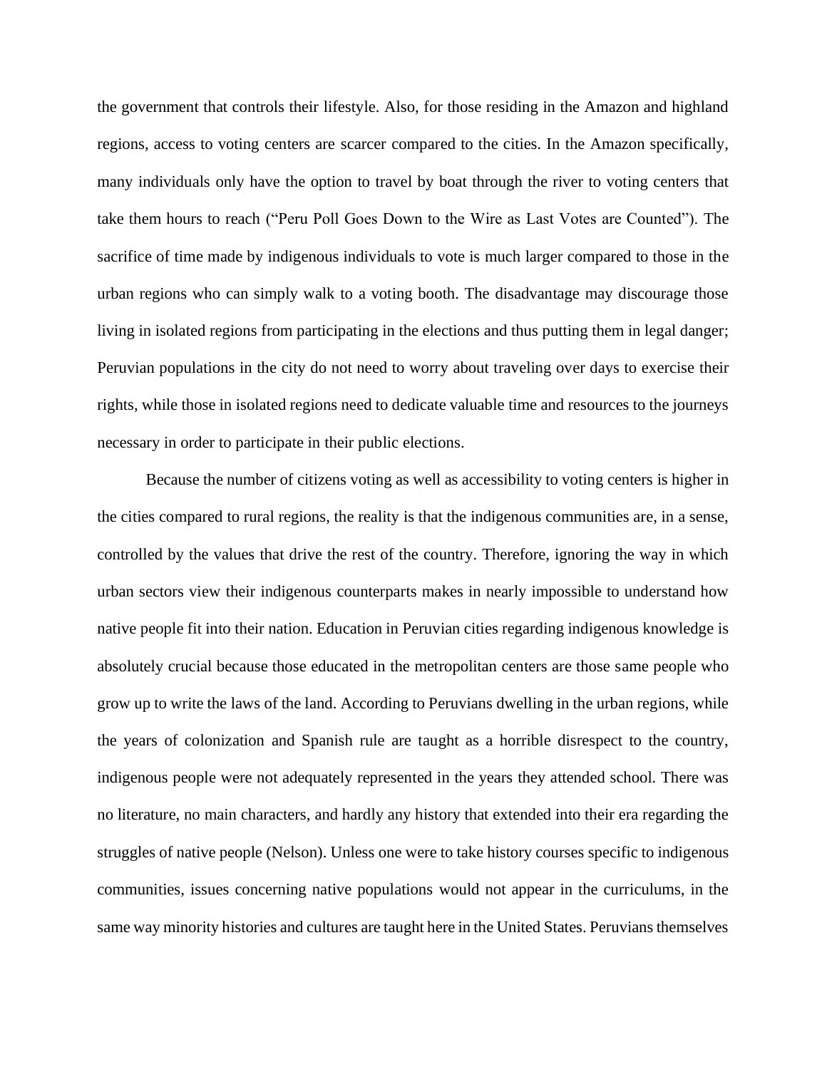the government that controls their lifestyle. Also, for those residing in the Amazon and highland regions, access to voting centers are scarcer compared to the cities. In the Amazon specifically, many individuals only have the option to travel by boat through the river to voting centers that take them hours to reach ("Peru Poll Goes Down to the Wire as Last Votes are Counted"). The sacrifice of time made by indigenous individuals to vote is much larger compared to those in the urban regions who can simply walk to a voting booth. The disadvantage may discourage those living in isolated regions from participating in the elections and thus putting them in legal danger; Peruvian populations in the city do not need to worry about traveling over days to exercise their rights, while those in isolated regions need to dedicate valuable time and resources to the journeys necessary in order to participate in their public elections.

Because the number of citizens voting as well as accessibility to voting centers is higher in the cities compared to rural regions, the reality is that the indigenous communities are, in a sense, controlled by the values that drive the rest of the country. Therefore, ignoring the way in which urban sectors view their indigenous counterparts makes in nearly impossible to understand how native people fit into their nation. Education in Peruvian cities regarding indigenous knowledge is absolutely crucial because those educated in the metropolitan centers are those same people who grow up to write the laws of the land. According to Peruvians dwelling in the urban regions, while the years of colonization and Spanish rule are taught as a horrible disrespect to the country, indigenous people were not adequately represented in the years they attended school. There was no literature, no main characters, and hardly any history that extended into their era regarding the struggles of native people (Nelson). Unless one were to take history courses specific to indigenous communities, issues concerning native populations would not appear in the curriculums, in the same way minority histories and cultures are taught here in the United States. Peruvians themselves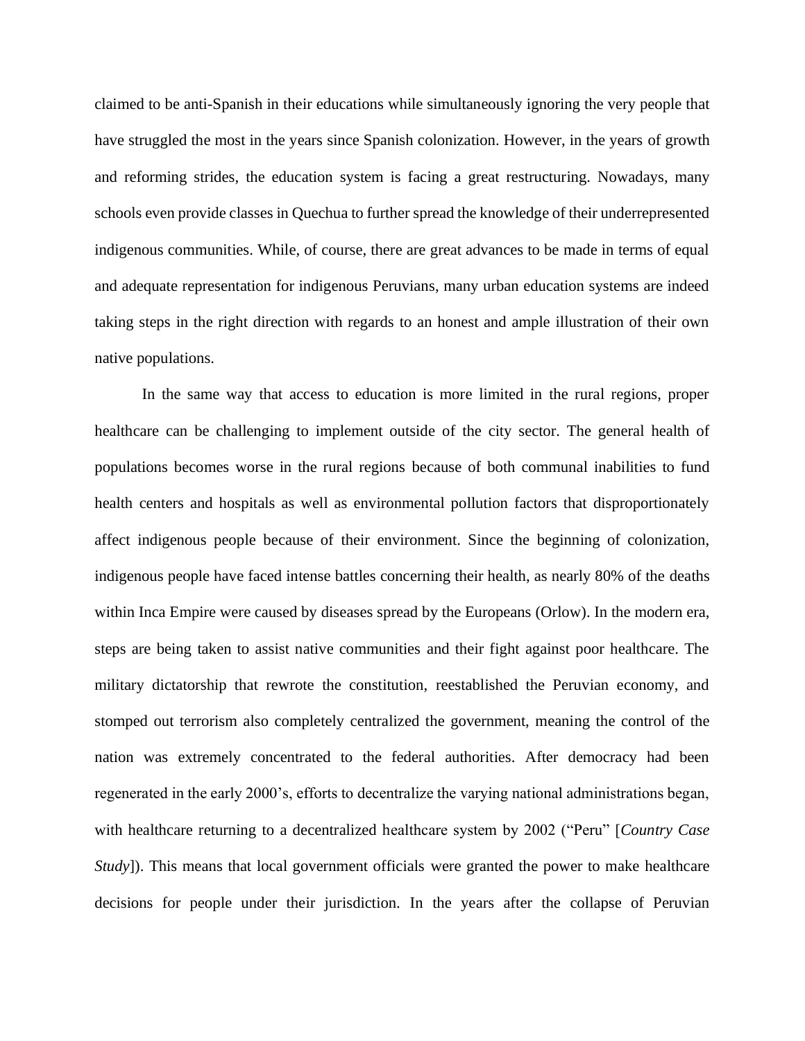claimed to be anti-Spanish in their educations while simultaneously ignoring the very people that have struggled the most in the years since Spanish colonization. However, in the years of growth and reforming strides, the education system is facing a great restructuring. Nowadays, many schools even provide classes in Quechua to further spread the knowledge of their underrepresented indigenous communities. While, of course, there are great advances to be made in terms of equal and adequate representation for indigenous Peruvians, many urban education systems are indeed taking steps in the right direction with regards to an honest and ample illustration of their own native populations.

In the same way that access to education is more limited in the rural regions, proper healthcare can be challenging to implement outside of the city sector. The general health of populations becomes worse in the rural regions because of both communal inabilities to fund health centers and hospitals as well as environmental pollution factors that disproportionately affect indigenous people because of their environment. Since the beginning of colonization, indigenous people have faced intense battles concerning their health, as nearly 80% of the deaths within Inca Empire were caused by diseases spread by the Europeans (Orlow). In the modern era, steps are being taken to assist native communities and their fight against poor healthcare. The military dictatorship that rewrote the constitution, reestablished the Peruvian economy, and stomped out terrorism also completely centralized the government, meaning the control of the nation was extremely concentrated to the federal authorities. After democracy had been regenerated in the early 2000's, efforts to decentralize the varying national administrations began, with healthcare returning to a decentralized healthcare system by 2002 ("Peru" [*Country Case Study*]). This means that local government officials were granted the power to make healthcare decisions for people under their jurisdiction. In the years after the collapse of Peruvian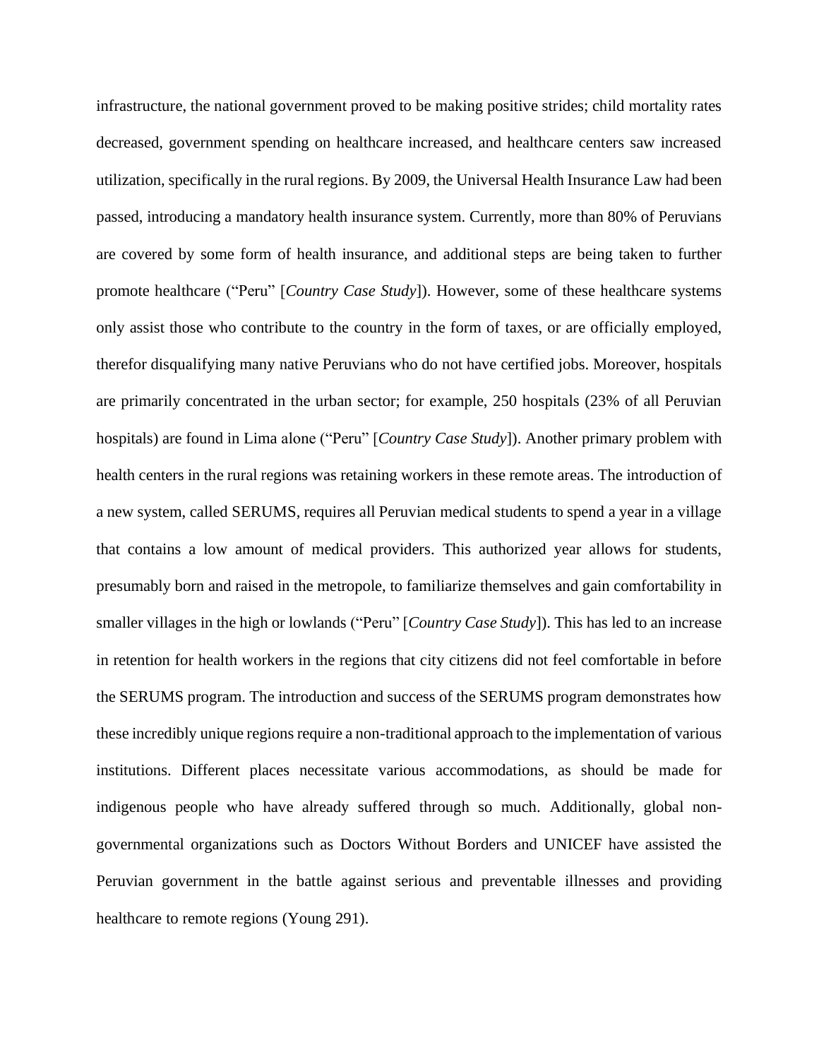infrastructure, the national government proved to be making positive strides; child mortality rates decreased, government spending on healthcare increased, and healthcare centers saw increased utilization, specifically in the rural regions. By 2009, the Universal Health Insurance Law had been passed, introducing a mandatory health insurance system. Currently, more than 80% of Peruvians are covered by some form of health insurance, and additional steps are being taken to further promote healthcare ("Peru" [*Country Case Study*]). However, some of these healthcare systems only assist those who contribute to the country in the form of taxes, or are officially employed, therefor disqualifying many native Peruvians who do not have certified jobs. Moreover, hospitals are primarily concentrated in the urban sector; for example, 250 hospitals (23% of all Peruvian hospitals) are found in Lima alone ("Peru" [*Country Case Study*]). Another primary problem with health centers in the rural regions was retaining workers in these remote areas. The introduction of a new system, called SERUMS, requires all Peruvian medical students to spend a year in a village that contains a low amount of medical providers. This authorized year allows for students, presumably born and raised in the metropole, to familiarize themselves and gain comfortability in smaller villages in the high or lowlands ("Peru" [*Country Case Study*]). This has led to an increase in retention for health workers in the regions that city citizens did not feel comfortable in before the SERUMS program. The introduction and success of the SERUMS program demonstrates how these incredibly unique regions require a non-traditional approach to the implementation of various institutions. Different places necessitate various accommodations, as should be made for indigenous people who have already suffered through so much. Additionally, global non-governmental organizations such as Doctors Without Borders and UNICEF have assisted the Peruvian government in the battle against serious and preventable illnesses and providing healthcare to remote regions (Young 291).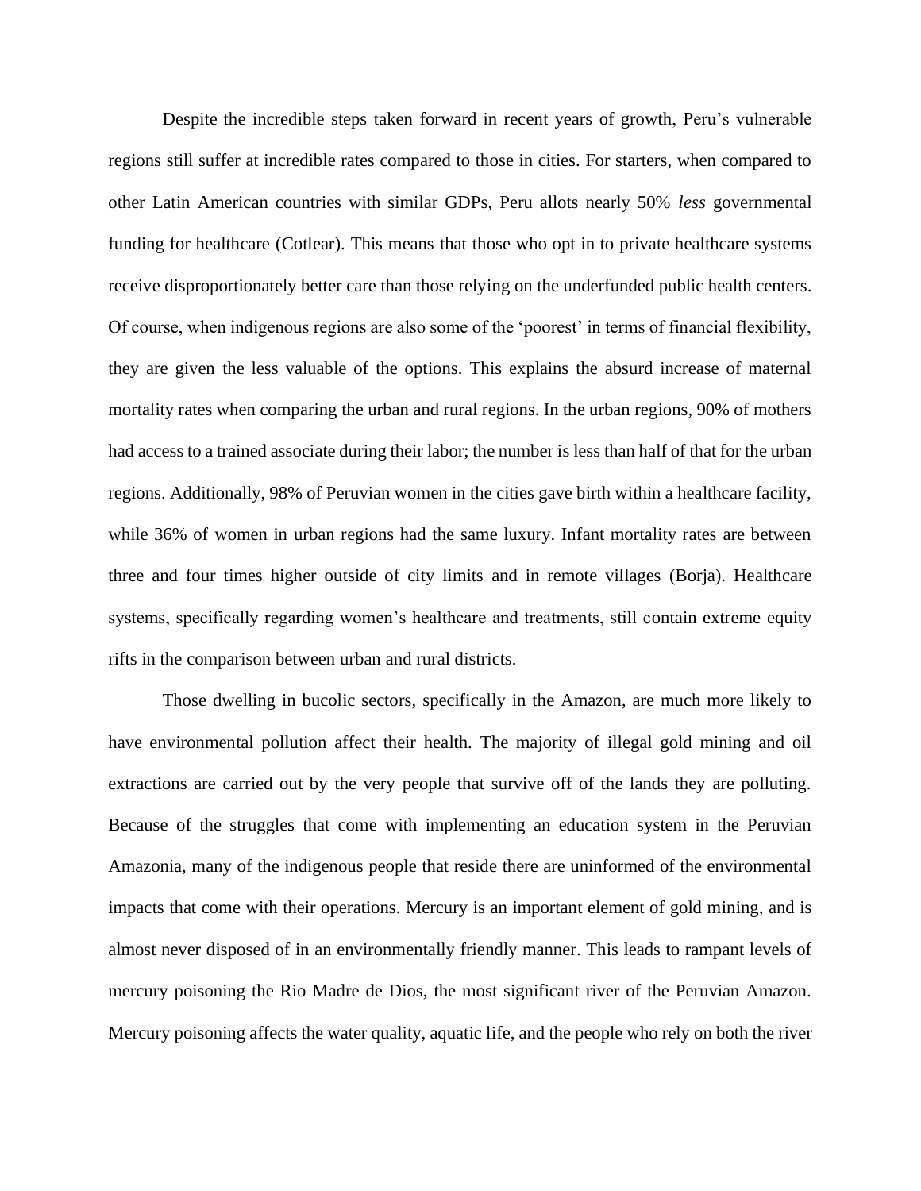Despite the incredible steps taken forward in recent years of growth, Peru's vulnerable regions still suffer at incredible rates compared to those in cities. For starters, when compared to other Latin American countries with similar GDPs, Peru allots nearly 50% *less* governmental funding for healthcare (Cotlear). This means that those who opt in to private healthcare systems receive disproportionately better care than those relying on the underfunded public health centers. Of course, when indigenous regions are also some of the 'poorest' in terms of financial flexibility, they are given the less valuable of the options. This explains the absurd increase of maternal mortality rates when comparing the urban and rural regions. In the urban regions, 90% of mothers had access to a trained associate during their labor; the number is less than half of that for the urban regions. Additionally, 98% of Peruvian women in the cities gave birth within a healthcare facility, while 36% of women in urban regions had the same luxury. Infant mortality rates are between three and four times higher outside of city limits and in remote villages (Borja). Healthcare systems, specifically regarding women's healthcare and treatments, still contain extreme equity rifts in the comparison between urban and rural districts.

Those dwelling in bucolic sectors, specifically in the Amazon, are much more likely to have environmental pollution affect their health. The majority of illegal gold mining and oil extractions are carried out by the very people that survive off of the lands they are polluting. Because of the struggles that come with implementing an education system in the Peruvian Amazonia, many of the indigenous people that reside there are uninformed of the environmental impacts that come with their operations. Mercury is an important element of gold mining, and is almost never disposed of in an environmentally friendly manner. This leads to rampant levels of mercury poisoning the Rio Madre de Dios, the most significant river of the Peruvian Amazon. Mercury poisoning affects the water quality, aquatic life, and the people who rely on both the river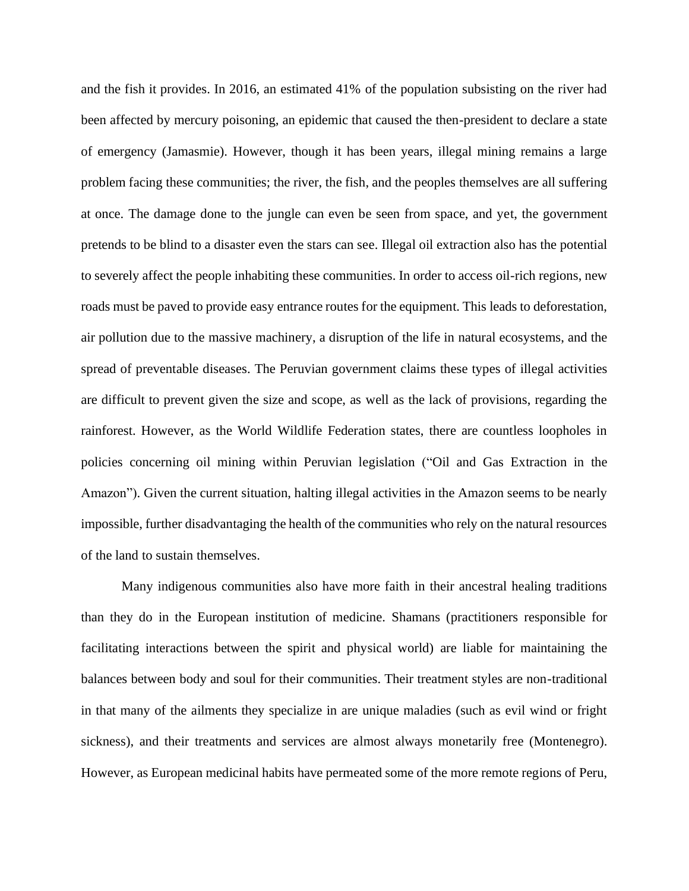and the fish it provides. In 2016, an estimated 41% of the population subsisting on the river had been affected by mercury poisoning, an epidemic that caused the then-president to declare a state of emergency (Jamasmie). However, though it has been years, illegal mining remains a large problem facing these communities; the river, the fish, and the peoples themselves are all suffering at once. The damage done to the jungle can even be seen from space, and yet, the government pretends to be blind to a disaster even the stars can see. Illegal oil extraction also has the potential to severely affect the people inhabiting these communities. In order to access oil-rich regions, new roads must be paved to provide easy entrance routes for the equipment. This leads to deforestation, air pollution due to the massive machinery, a disruption of the life in natural ecosystems, and the spread of preventable diseases. The Peruvian government claims these types of illegal activities are difficult to prevent given the size and scope, as well as the lack of provisions, regarding the rainforest. However, as the World Wildlife Federation states, there are countless loopholes in policies concerning oil mining within Peruvian legislation ("Oil and Gas Extraction in the Amazon"). Given the current situation, halting illegal activities in the Amazon seems to be nearly impossible, further disadvantaging the health of the communities who rely on the natural resources of the land to sustain themselves.

Many indigenous communities also have more faith in their ancestral healing traditions than they do in the European institution of medicine. Shamans (practitioners responsible for facilitating interactions between the spirit and physical world) are liable for maintaining the balances between body and soul for their communities. Their treatment styles are non-traditional in that many of the ailments they specialize in are unique maladies (such as evil wind or fright sickness), and their treatments and services are almost always monetarily free (Montenegro). However, as European medicinal habits have permeated some of the more remote regions of Peru,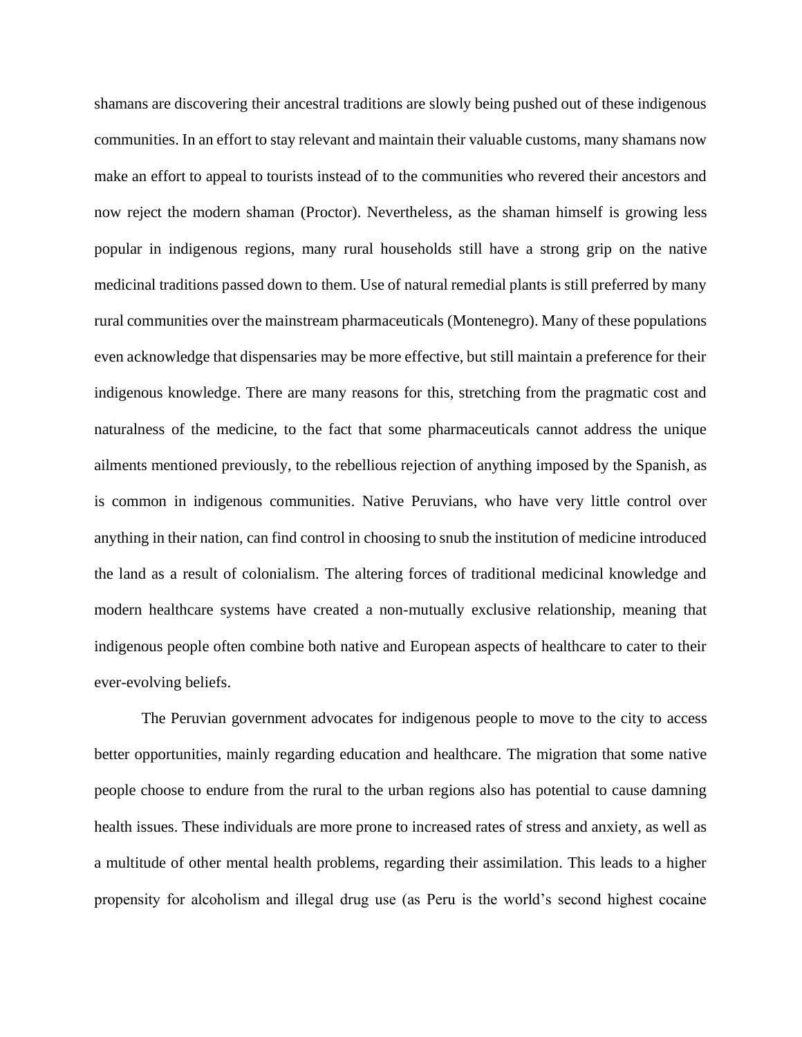shamans are discovering their ancestral traditions are slowly being pushed out of these indigenous communities. In an effort to stay relevant and maintain their valuable customs, many shamans now make an effort to appeal to tourists instead of to the communities who revered their ancestors and now reject the modern shaman (Proctor). Nevertheless, as the shaman himself is growing less popular in indigenous regions, many rural households still have a strong grip on the native medicinal traditions passed down to them. Use of natural remedial plants is still preferred by many rural communities over the mainstream pharmaceuticals (Montenegro). Many of these populations even acknowledge that dispensaries may be more effective, but still maintain a preference for their indigenous knowledge. There are many reasons for this, stretching from the pragmatic cost and naturalness of the medicine, to the fact that some pharmaceuticals cannot address the unique ailments mentioned previously, to the rebellious rejection of anything imposed by the Spanish, as is common in indigenous communities. Native Peruvians, who have very little control over anything in their nation, can find control in choosing to snub the institution of medicine introduced the land as a result of colonialism. The altering forces of traditional medicinal knowledge and modern healthcare systems have created a non-mutually exclusive relationship, meaning that indigenous people often combine both native and European aspects of healthcare to cater to their ever-evolving beliefs.

The Peruvian government advocates for indigenous people to move to the city to access better opportunities, mainly regarding education and healthcare. The migration that some native people choose to endure from the rural to the urban regions also has potential to cause damning health issues. These individuals are more prone to increased rates of stress and anxiety, as well as a multitude of other mental health problems, regarding their assimilation. This leads to a higher propensity for alcoholism and illegal drug use (as Peru is the world's second highest cocaine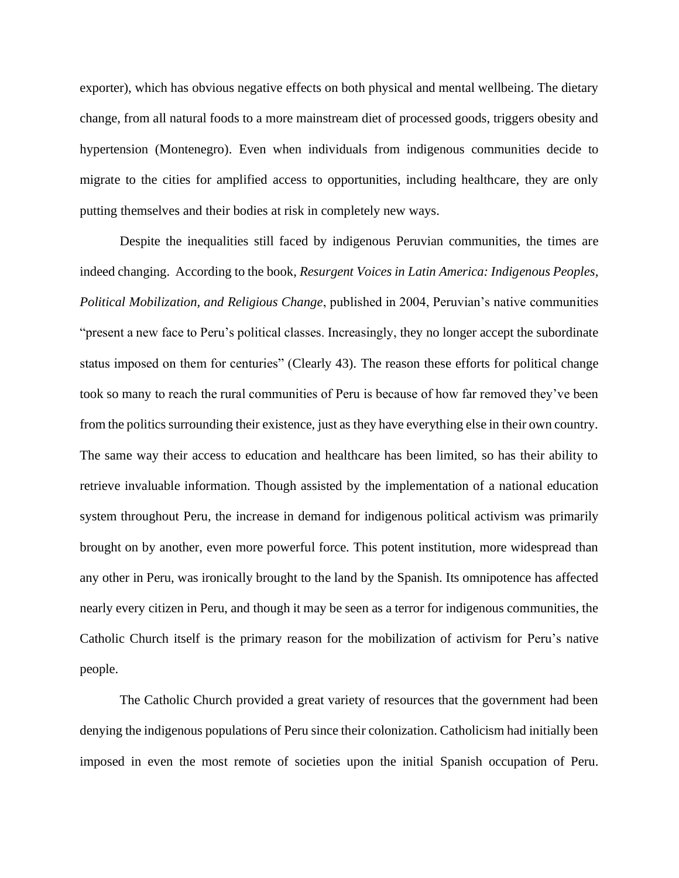exporter), which has obvious negative effects on both physical and mental wellbeing. The dietary change, from all natural foods to a more mainstream diet of processed goods, triggers obesity and hypertension (Montenegro). Even when individuals from indigenous communities decide to migrate to the cities for amplified access to opportunities, including healthcare, they are only putting themselves and their bodies at risk in completely new ways.

Despite the inequalities still faced by indigenous Peruvian communities, the times are indeed changing. According to the book, ***Resurgent Voices in Latin America: Indigenous Peoples, Political Mobilization, and Religious Change***, published in 2004, Peruvian's native communities "present a new face to Peru's political classes. Increasingly, they no longer accept the subordinate status imposed on them for centuries" (Clearly 43). The reason these efforts for political change took so many to reach the rural communities of Peru is because of how far removed they've been from the politics surrounding their existence, just as they have everything else in their own country. The same way their access to education and healthcare has been limited, so has their ability to retrieve invaluable information. Though assisted by the implementation of a national education system throughout Peru, the increase in demand for indigenous political activism was primarily brought on by another, even more powerful force. This potent institution, more widespread than any other in Peru, was ironically brought to the land by the Spanish. Its omnipotence has affected nearly every citizen in Peru, and though it may be seen as a terror for indigenous communities, the Catholic Church itself is the primary reason for the mobilization of activism for Peru's native people.

The Catholic Church provided a great variety of resources that the government had been denying the indigenous populations of Peru since their colonization. Catholicism had initially been imposed in even the most remote of societies upon the initial Spanish occupation of Peru.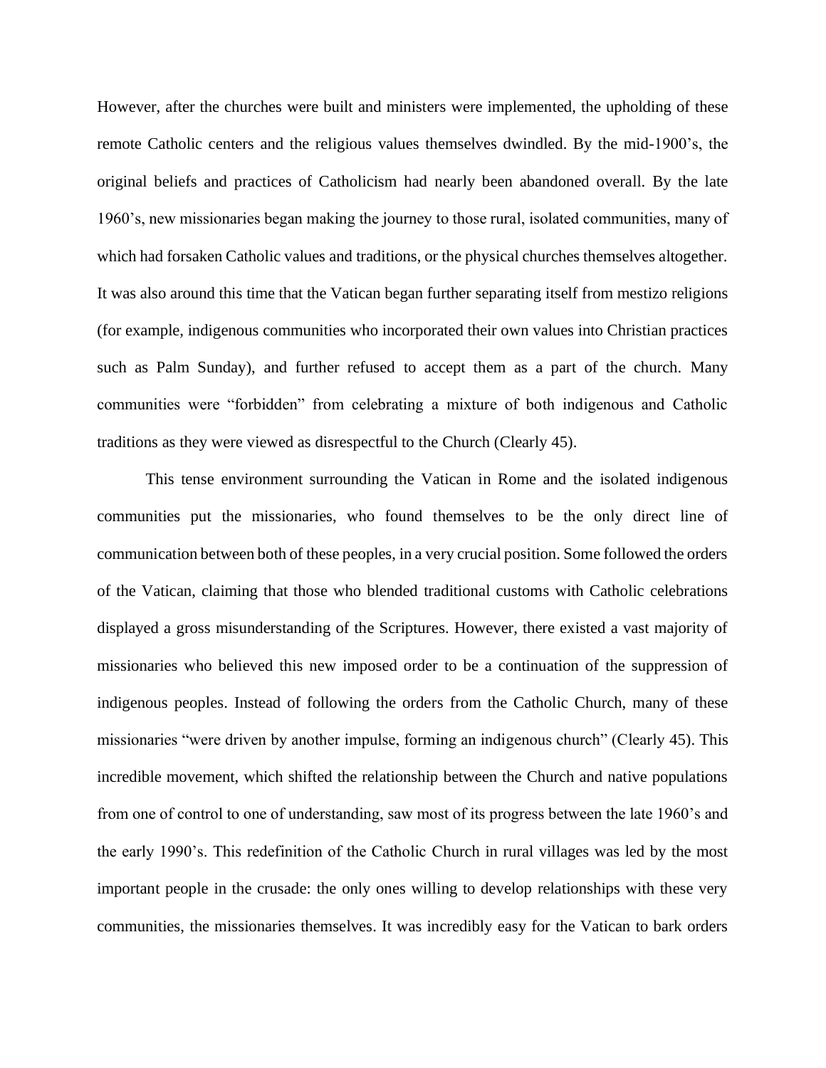However, after the churches were built and ministers were implemented, the upholding of these remote Catholic centers and the religious values themselves dwindled. By the mid-1900's, the original beliefs and practices of Catholicism had nearly been abandoned overall. By the late 1960's, new missionaries began making the journey to those rural, isolated communities, many of which had forsaken Catholic values and traditions, or the physical churches themselves altogether. It was also around this time that the Vatican began further separating itself from mestizo religions (for example, indigenous communities who incorporated their own values into Christian practices such as Palm Sunday), and further refused to accept them as a part of the church. Many communities were "forbidden" from celebrating a mixture of both indigenous and Catholic traditions as they were viewed as disrespectful to the Church (Clearly 45).

This tense environment surrounding the Vatican in Rome and the isolated indigenous communities put the missionaries, who found themselves to be the only direct line of communication between both of these peoples, in a very crucial position. Some followed the orders of the Vatican, claiming that those who blended traditional customs with Catholic celebrations displayed a gross misunderstanding of the Scriptures. However, there existed a vast majority of missionaries who believed this new imposed order to be a continuation of the suppression of indigenous peoples. Instead of following the orders from the Catholic Church, many of these missionaries "were driven by another impulse, forming an indigenous church" (Clearly 45). This incredible movement, which shifted the relationship between the Church and native populations from one of control to one of understanding, saw most of its progress between the late 1960's and the early 1990's. This redefinition of the Catholic Church in rural villages was led by the most important people in the crusade: the only ones willing to develop relationships with these very communities, the missionaries themselves. It was incredibly easy for the Vatican to bark orders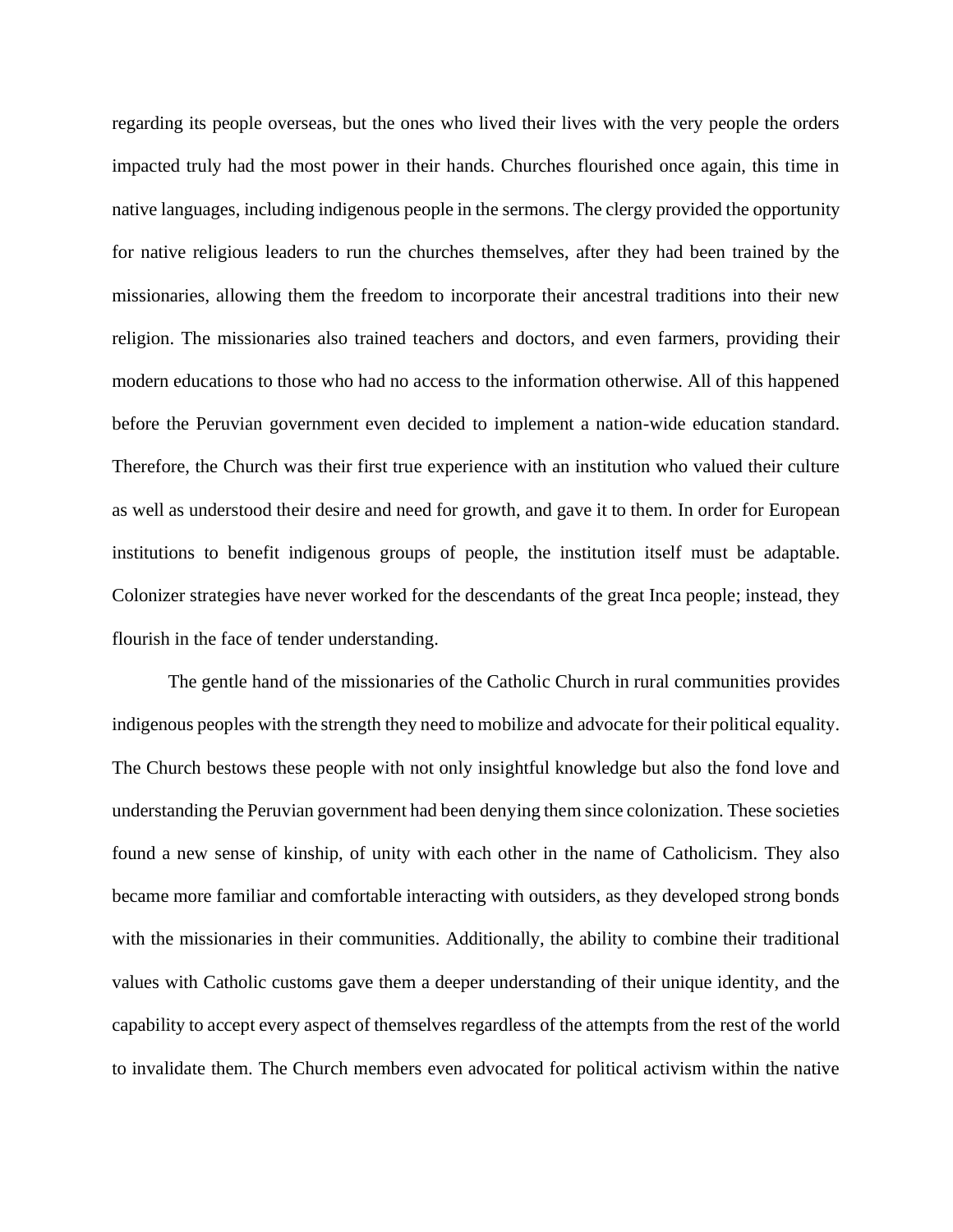regarding its people overseas, but the ones who lived their lives with the very people the orders impacted truly had the most power in their hands. Churches flourished once again, this time in native languages, including indigenous people in the sermons. The clergy provided the opportunity for native religious leaders to run the churches themselves, after they had been trained by the missionaries, allowing them the freedom to incorporate their ancestral traditions into their new religion. The missionaries also trained teachers and doctors, and even farmers, providing their modern educations to those who had no access to the information otherwise. All of this happened before the Peruvian government even decided to implement a nation-wide education standard. Therefore, the Church was their first true experience with an institution who valued their culture as well as understood their desire and need for growth, and gave it to them. In order for European institutions to benefit indigenous groups of people, the institution itself must be adaptable. Colonizer strategies have never worked for the descendants of the great Inca people; instead, they flourish in the face of tender understanding.

The gentle hand of the missionaries of the Catholic Church in rural communities provides indigenous peoples with the strength they need to mobilize and advocate for their political equality. The Church bestows these people with not only insightful knowledge but also the fond love and understanding the Peruvian government had been denying them since colonization. These societies found a new sense of kinship, of unity with each other in the name of Catholicism. They also became more familiar and comfortable interacting with outsiders, as they developed strong bonds with the missionaries in their communities. Additionally, the ability to combine their traditional values with Catholic customs gave them a deeper understanding of their unique identity, and the capability to accept every aspect of themselves regardless of the attempts from the rest of the world to invalidate them. The Church members even advocated for political activism within the native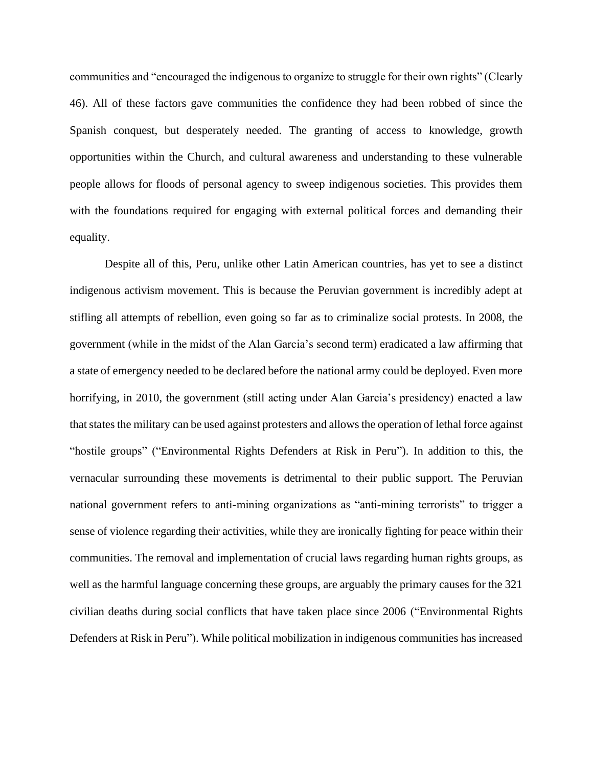communities and "encouraged the indigenous to organize to struggle for their own rights" (Clearly 46). All of these factors gave communities the confidence they had been robbed of since the Spanish conquest, but desperately needed. The granting of access to knowledge, growth opportunities within the Church, and cultural awareness and understanding to these vulnerable people allows for floods of personal agency to sweep indigenous societies. This provides them with the foundations required for engaging with external political forces and demanding their equality.

Despite all of this, Peru, unlike other Latin American countries, has yet to see a distinct indigenous activism movement. This is because the Peruvian government is incredibly adept at stifling all attempts of rebellion, even going so far as to criminalize social protests. In 2008, the government (while in the midst of the Alan Garcia's second term) eradicated a law affirming that a state of emergency needed to be declared before the national army could be deployed. Even more horrifying, in 2010, the government (still acting under Alan Garcia's presidency) enacted a law that states the military can be used against protesters and allows the operation of lethal force against "hostile groups" ("Environmental Rights Defenders at Risk in Peru"). In addition to this, the vernacular surrounding these movements is detrimental to their public support. The Peruvian national government refers to anti-mining organizations as "anti-mining terrorists" to trigger a sense of violence regarding their activities, while they are ironically fighting for peace within their communities. The removal and implementation of crucial laws regarding human rights groups, as well as the harmful language concerning these groups, are arguably the primary causes for the 321 civilian deaths during social conflicts that have taken place since 2006 ("Environmental Rights Defenders at Risk in Peru"). While political mobilization in indigenous communities has increased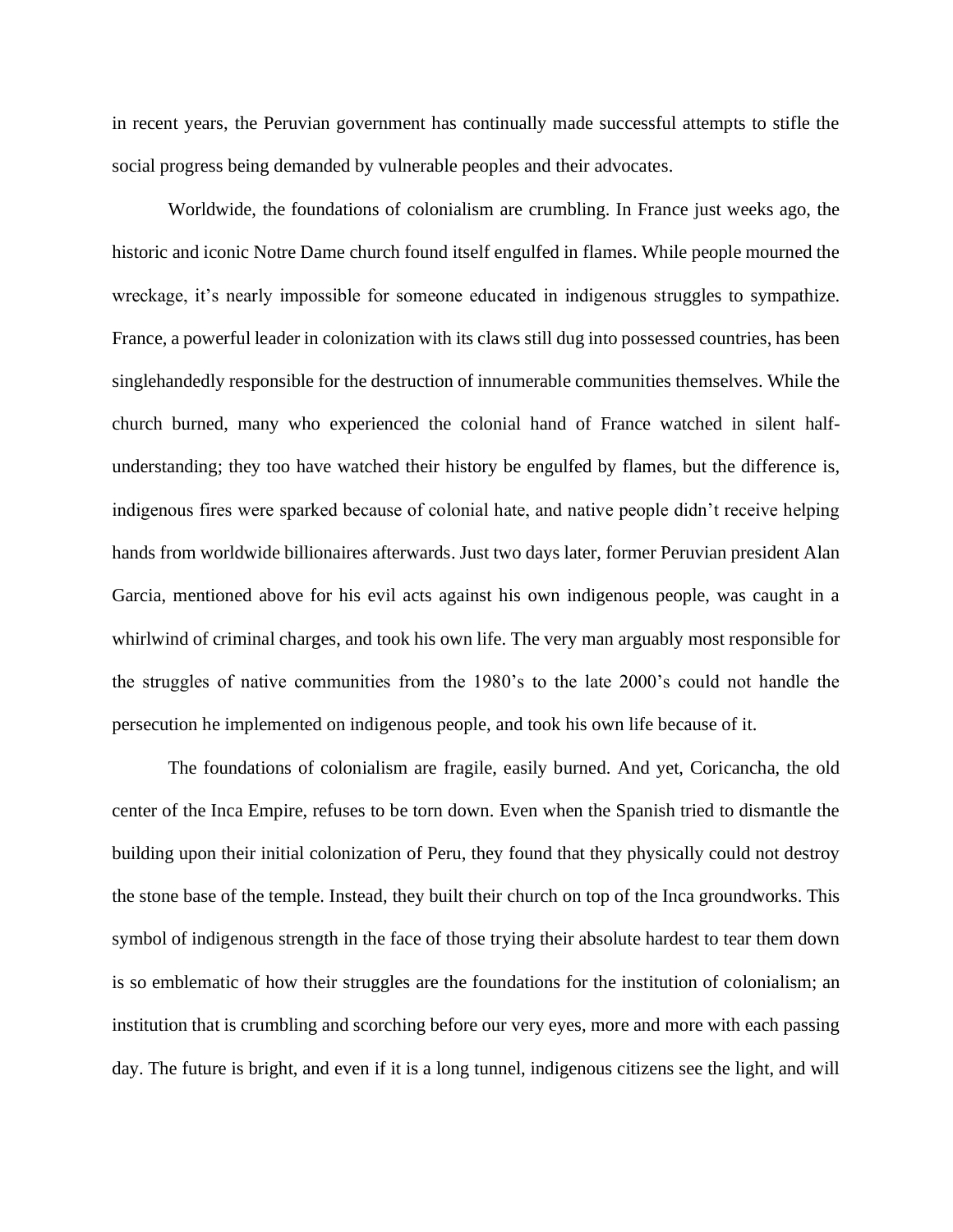in recent years, the Peruvian government has continually made successful attempts to stifle the social progress being demanded by vulnerable peoples and their advocates.

Worldwide, the foundations of colonialism are crumbling. In France just weeks ago, the historic and iconic Notre Dame church found itself engulfed in flames. While people mourned the wreckage, it's nearly impossible for someone educated in indigenous struggles to sympathize. France, a powerful leader in colonization with its claws still dug into possessed countries, has been singlehandedly responsible for the destruction of innumerable communities themselves. While the church burned, many who experienced the colonial hand of France watched in silent half-understanding; they too have watched their history be engulfed by flames, but the difference is, indigenous fires were sparked because of colonial hate, and native people didn't receive helping hands from worldwide billionaires afterwards. Just two days later, former Peruvian president Alan Garcia, mentioned above for his evil acts against his own indigenous people, was caught in a whirlwind of criminal charges, and took his own life. The very man arguably most responsible for the struggles of native communities from the 1980's to the late 2000's could not handle the persecution he implemented on indigenous people, and took his own life because of it.

The foundations of colonialism are fragile, easily burned. And yet, Coricancha, the old center of the Inca Empire, refuses to be torn down. Even when the Spanish tried to dismantle the building upon their initial colonization of Peru, they found that they physically could not destroy the stone base of the temple. Instead, they built their church on top of the Inca groundworks. This symbol of indigenous strength in the face of those trying their absolute hardest to tear them down is so emblematic of how their struggles are the foundations for the institution of colonialism; an institution that is crumbling and scorching before our very eyes, more and more with each passing day. The future is bright, and even if it is a long tunnel, indigenous citizens see the light, and will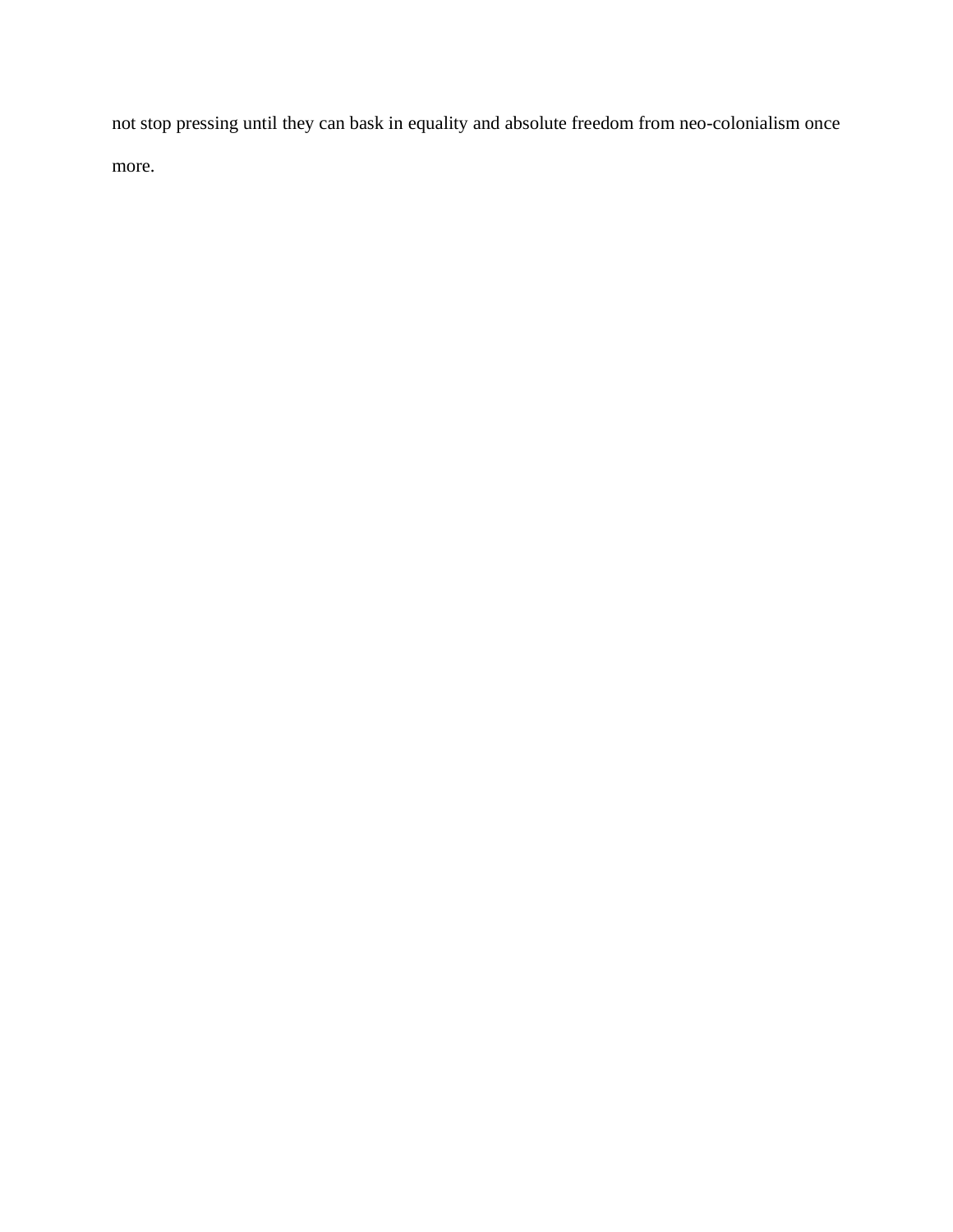not stop pressing until they can bask in equality and absolute freedom from neo-colonialism once more.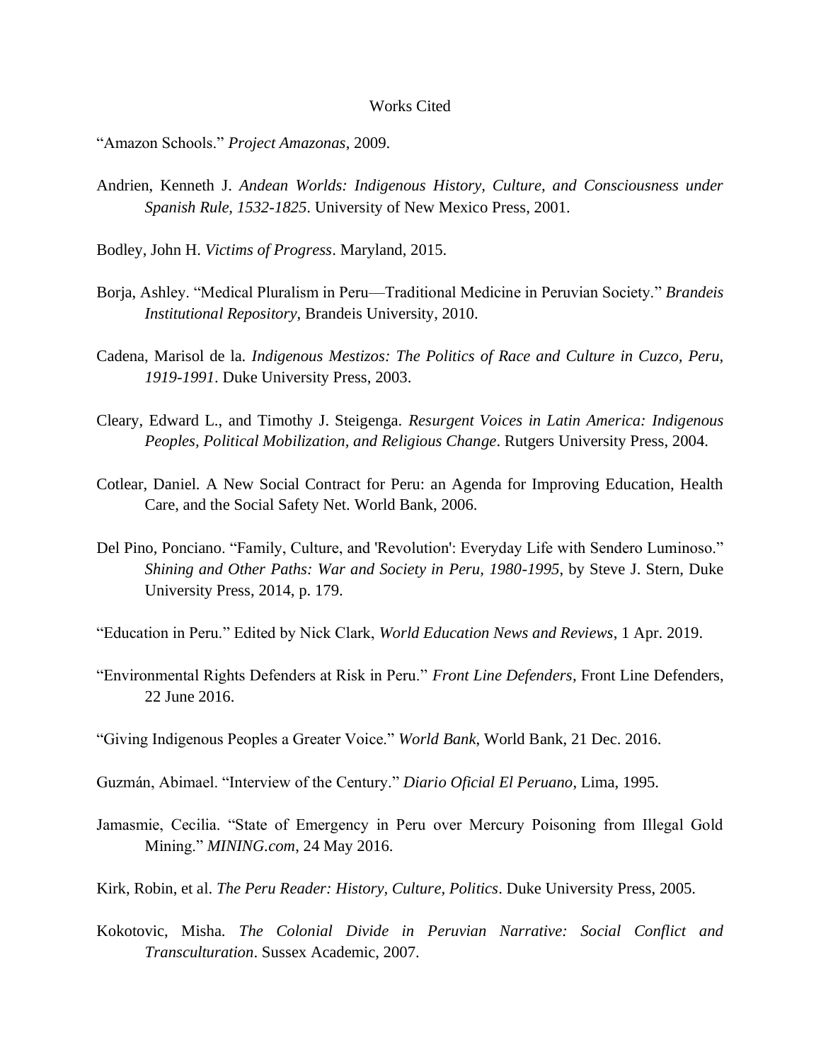# Works Cited

"Amazon Schools." *Project Amazonas*, 2009.

Andrien, Kenneth J. *Andean Worlds: Indigenous History, Culture, and Consciousness under Spanish Rule, 1532-1825*. University of New Mexico Press, 2001.

Bodley, John H. *Victims of Progress*. Maryland, 2015.

Borja, Ashley. "Medical Pluralism in Peru—Traditional Medicine in Peruvian Society." *Brandeis Institutional Repository*, Brandeis University, 2010.

Cadena, Marisol de la. *Indigenous Mestizos: The Politics of Race and Culture in Cuzco, Peru, 1919-1991*. Duke University Press, 2003.

Cleary, Edward L., and Timothy J. Steigenga. *Resurgent Voices in Latin America: Indigenous Peoples, Political Mobilization, and Religious Change*. Rutgers University Press, 2004.

Cotlear, Daniel. A New Social Contract for Peru: an Agenda for Improving Education, Health Care, and the Social Safety Net. World Bank, 2006.

Del Pino, Ponciano. "Family, Culture, and 'Revolution': Everyday Life with Sendero Luminoso." *Shining and Other Paths: War and Society in Peru, 1980-1995*, by Steve J. Stern, Duke University Press, 2014, p. 179.

"Education in Peru." Edited by Nick Clark, *World Education News and Reviews*, 1 Apr. 2019.

"Environmental Rights Defenders at Risk in Peru." *Front Line Defenders*, Front Line Defenders, 22 June 2016.

"Giving Indigenous Peoples a Greater Voice." *World Bank*, World Bank, 21 Dec. 2016.

Guzmán, Abimael. "Interview of the Century." *Diario Oficial El Peruano*, Lima, 1995.

Jamasmie, Cecilia. "State of Emergency in Peru over Mercury Poisoning from Illegal Gold Mining." *MINING.com*, 24 May 2016.

Kirk, Robin, et al. *The Peru Reader: History, Culture, Politics*. Duke University Press, 2005.

Kokotovic, Misha. *The Colonial Divide in Peruvian Narrative: Social Conflict and Transculturation*. Sussex Academic, 2007.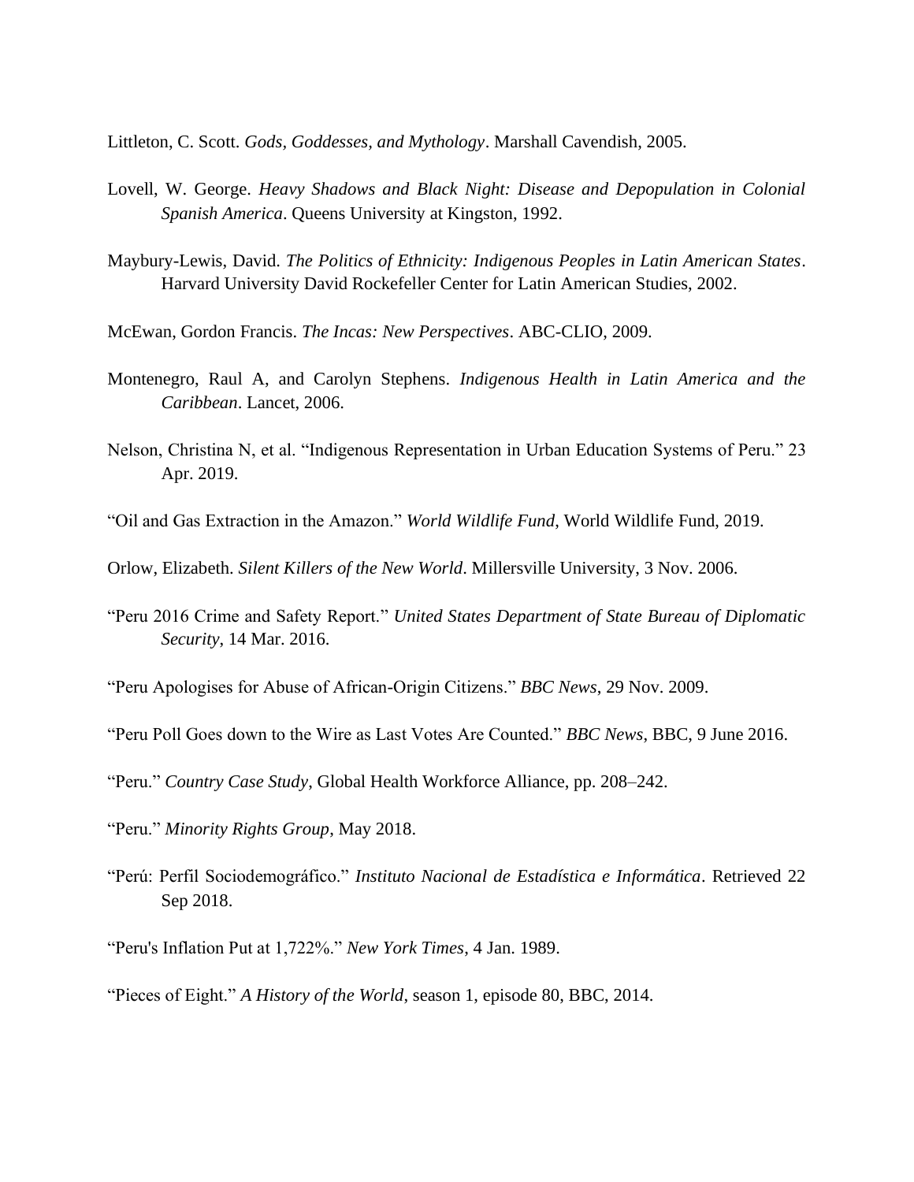Littleton, C. Scott. *Gods, Goddesses, and Mythology*. Marshall Cavendish, 2005.

Lovell, W. George. *Heavy Shadows and Black Night: Disease and Depopulation in Colonial Spanish America*. Queens University at Kingston, 1992.

Maybury-Lewis, David. *The Politics of Ethnicity: Indigenous Peoples in Latin American States*. Harvard University David Rockefeller Center for Latin American Studies, 2002.

McEwan, Gordon Francis. *The Incas: New Perspectives*. ABC-CLIO, 2009.

Montenegro, Raul A, and Carolyn Stephens. *Indigenous Health in Latin America and the Caribbean*. Lancet, 2006.

Nelson, Christina N, et al. "Indigenous Representation in Urban Education Systems of Peru." 23 Apr. 2019.

"Oil and Gas Extraction in the Amazon." *World Wildlife Fund*, World Wildlife Fund, 2019.

Orlow, Elizabeth. *Silent Killers of the New World*. Millersville University, 3 Nov. 2006.

"Peru 2016 Crime and Safety Report." *United States Department of State Bureau of Diplomatic Security*, 14 Mar. 2016.

"Peru Apologises for Abuse of African-Origin Citizens." *BBC News*, 29 Nov. 2009.

"Peru Poll Goes down to the Wire as Last Votes Are Counted." *BBC News*, BBC, 9 June 2016.

"Peru." *Country Case Study*, Global Health Workforce Alliance, pp. 208–242.

"Peru." *Minority Rights Group*, May 2018.

"Perú: Perfil Sociodemográfico." *Instituto Nacional de Estadística e Informática*. Retrieved 22 Sep 2018.

"Peru's Inflation Put at 1,722%." *New York Times*, 4 Jan. 1989.

"Pieces of Eight." *A History of the World*, season 1, episode 80, BBC, 2014.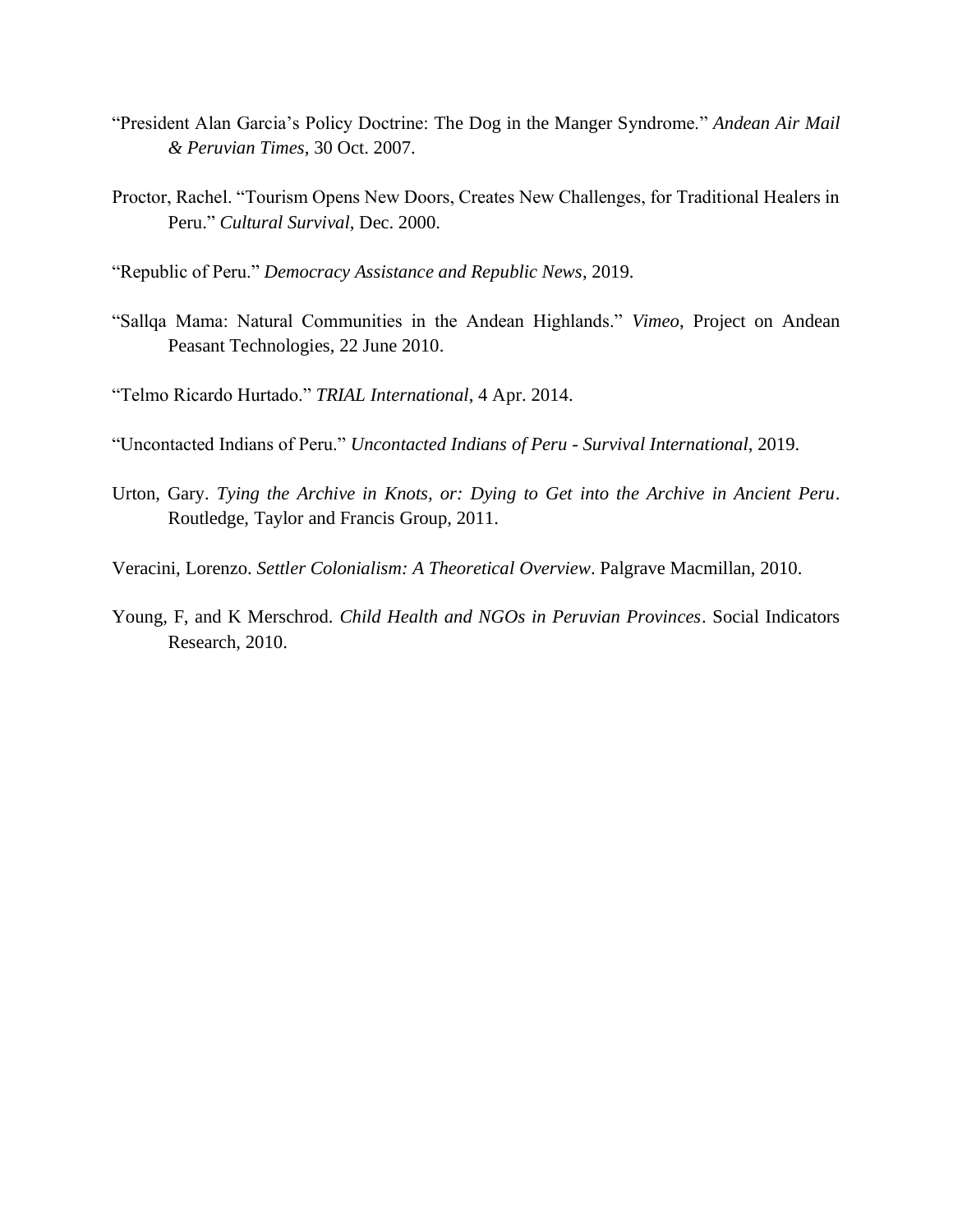"President Alan Garcia's Policy Doctrine: The Dog in the Manger Syndrome." *Andean Air Mail & Peruvian Times*, 30 Oct. 2007.

Proctor, Rachel. "Tourism Opens New Doors, Creates New Challenges, for Traditional Healers in Peru." *Cultural Survival*, Dec. 2000.

"Republic of Peru." *Democracy Assistance and Republic News*, 2019.

"Sallqa Mama: Natural Communities in the Andean Highlands." *Vimeo*, Project on Andean Peasant Technologies, 22 June 2010.

"Telmo Ricardo Hurtado." *TRIAL International*, 4 Apr. 2014.

"Uncontacted Indians of Peru." *Uncontacted Indians of Peru - Survival International*, 2019.

Urton, Gary. *Tying the Archive in Knots, or: Dying to Get into the Archive in Ancient Peru*. Routledge, Taylor and Francis Group, 2011.

Veracini, Lorenzo. *Settler Colonialism: A Theoretical Overview*. Palgrave Macmillan, 2010.

Young, F, and K Merschrod. *Child Health and NGOs in Peruvian Provinces*. Social Indicators Research, 2010.